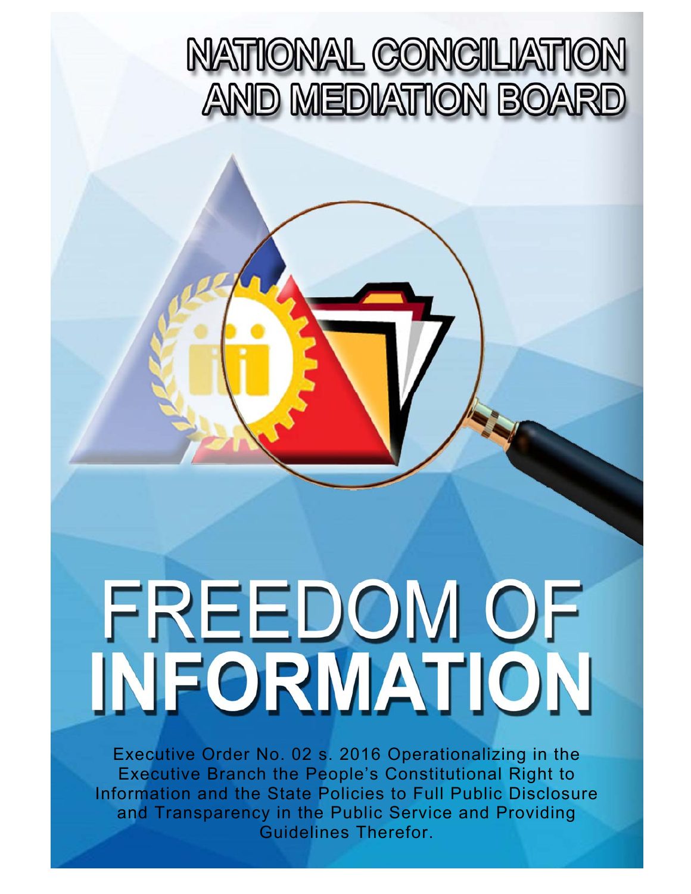# NATIONAL CONCILIATION AND MEDIATION BOARD

# FREEDOM OF INFORMATION

Executive Order No. 02 s. 2016 Operationalizing in the Executive Branch the People's Constitutional Right to Information and the State Policies to Full Public Disclosure and Transparency in the Public Service and Providing Guidelines Therefor.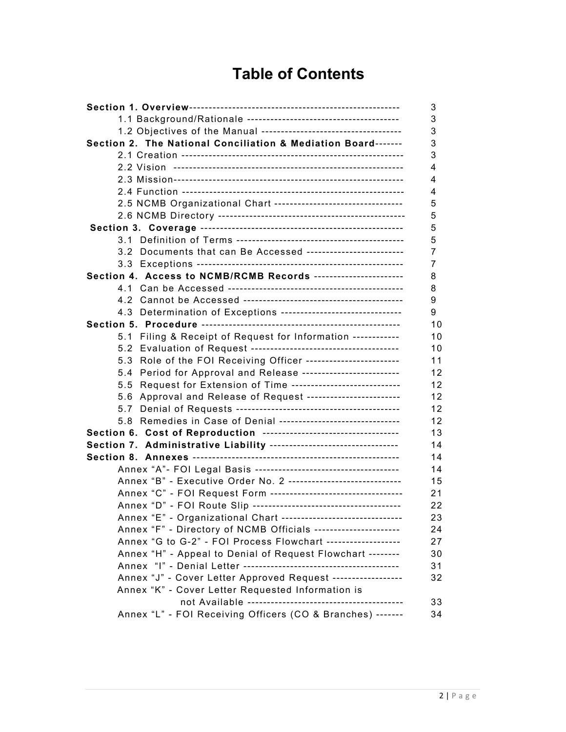# Table of Contents

| | |
|---|---|
| **Section 1. Overview** | 3 |
| 1.1 Background/Rationale | 3 |
| 1.2 Objectives of the Manual | 3 |
| **Section 2. The National Conciliation & Mediation Board** | 3 |
| 2.1 Creation | 3 |
| 2.2 Vision | 4 |
| 2.3 Mission | 4 |
| 2.4 Function | 4 |
| 2.5 NCMB Organizational Chart | 5 |
| 2.6 NCMB Directory | 5 |
| **Section 3. Coverage** | 5 |
| 3.1 Definition of Terms | 5 |
| 3.2 Documents that can Be Accessed | 7 |
| 3.3 Exceptions | 7 |
| **Section 4. Access to NCMB/RCMB Records** | 8 |
| 4.1 Can be Accessed | 8 |
| 4.2 Cannot be Accessed | 9 |
| 4.3 Determination of Exceptions | 9 |
| **Section 5. Procedure** | 10 |
| 5.1 Filing & Receipt of Request for Information | 10 |
| 5.2 Evaluation of Request | 10 |
| 5.3 Role of the FOI Receiving Officer | 11 |
| 5.4 Period for Approval and Release | 12 |
| 5.5 Request for Extension of Time | 12 |
| 5.6 Approval and Release of Request | 12 |
| 5.7 Denial of Requests | 12 |
| 5.8 Remedies in Case of Denial | 12 |
| **Section 6. Cost of Reproduction** | 13 |
| **Section 7. Administrative Liability** | 14 |
| **Section 8. Annexes** | 14 |
| Annex "A"- FOI Legal Basis | 14 |
| Annex "B" - Executive Order No. 2 | 15 |
| Annex "C" - FOI Request Form | 21 |
| Annex "D" - FOI Route Slip | 22 |
| Annex "E" - Organizational Chart | 23 |
| Annex "F" - Directory of NCMB Officials | 24 |
| Annex "G to G-2" - FOI Process Flowchart | 27 |
| Annex "H" - Appeal to Denial of Request Flowchart | 30 |
| Annex "I" - Denial Letter | 31 |
| Annex "J" - Cover Letter Approved Request | 32 |
| Annex "K" - Cover Letter Requested Information is not Available | 33 |
| Annex "L" - FOI Receiving Officers (CO & Branches) | 34 |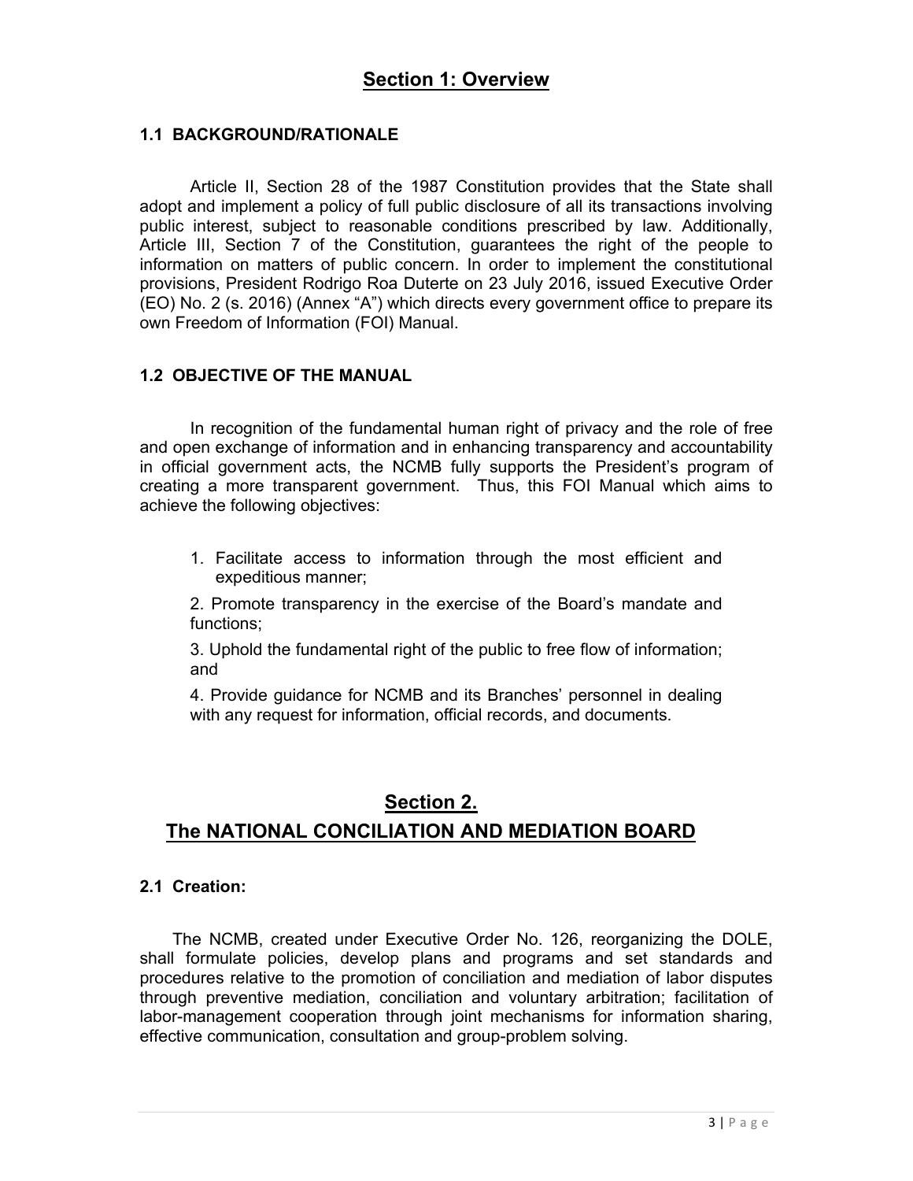## Section 1: Overview

### 1.1 BACKGROUND/RATIONALE

Article II, Section 28 of the 1987 Constitution provides that the State shall adopt and implement a policy of full public disclosure of all its transactions involving public interest, subject to reasonable conditions prescribed by law. Additionally, Article III, Section 7 of the Constitution, guarantees the right of the people to information on matters of public concern. In order to implement the constitutional provisions, President Rodrigo Roa Duterte on 23 July 2016, issued Executive Order (EO) No. 2 (s. 2016) (Annex "A") which directs every government office to prepare its own Freedom of Information (FOI) Manual.

### 1.2 OBJECTIVE OF THE MANUAL

In recognition of the fundamental human right of privacy and the role of free and open exchange of information and in enhancing transparency and accountability in official government acts, the NCMB fully supports the President's program of creating a more transparent government. Thus, this FOI Manual which aims to achieve the following objectives:

1. Facilitate access to information through the most efficient and expeditious manner;
2. Promote transparency in the exercise of the Board's mandate and functions;
3. Uphold the fundamental right of the public to free flow of information; and
4. Provide guidance for NCMB and its Branches' personnel in dealing with any request for information, official records, and documents.

## Section 2. The NATIONAL CONCILIATION AND MEDIATION BOARD

### 2.1 Creation:

The NCMB, created under Executive Order No. 126, reorganizing the DOLE, shall formulate policies, develop plans and programs and set standards and procedures relative to the promotion of conciliation and mediation of labor disputes through preventive mediation, conciliation and voluntary arbitration; facilitation of labor-management cooperation through joint mechanisms for information sharing, effective communication, consultation and group-problem solving.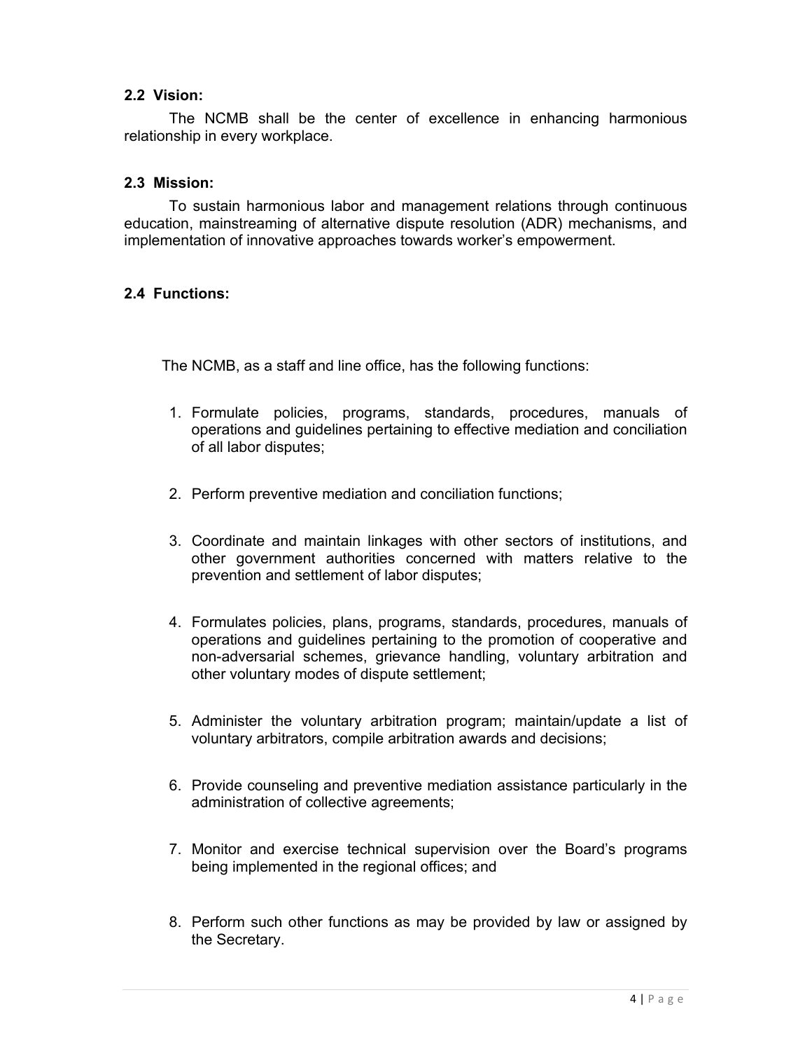### 2.2 Vision:

The NCMB shall be the center of excellence in enhancing harmonious relationship in every workplace.

### 2.3 Mission:

To sustain harmonious labor and management relations through continuous education, mainstreaming of alternative dispute resolution (ADR) mechanisms, and implementation of innovative approaches towards worker's empowerment.

### 2.4 Functions:

The NCMB, as a staff and line office, has the following functions:

1. Formulate policies, programs, standards, procedures, manuals of operations and guidelines pertaining to effective mediation and conciliation of all labor disputes;
2. Perform preventive mediation and conciliation functions;
3. Coordinate and maintain linkages with other sectors of institutions, and other government authorities concerned with matters relative to the prevention and settlement of labor disputes;
4. Formulates policies, plans, programs, standards, procedures, manuals of operations and guidelines pertaining to the promotion of cooperative and non-adversarial schemes, grievance handling, voluntary arbitration and other voluntary modes of dispute settlement;
5. Administer the voluntary arbitration program; maintain/update a list of voluntary arbitrators, compile arbitration awards and decisions;
6. Provide counseling and preventive mediation assistance particularly in the administration of collective agreements;
7. Monitor and exercise technical supervision over the Board's programs being implemented in the regional offices; and
8. Perform such other functions as may be provided by law or assigned by the Secretary.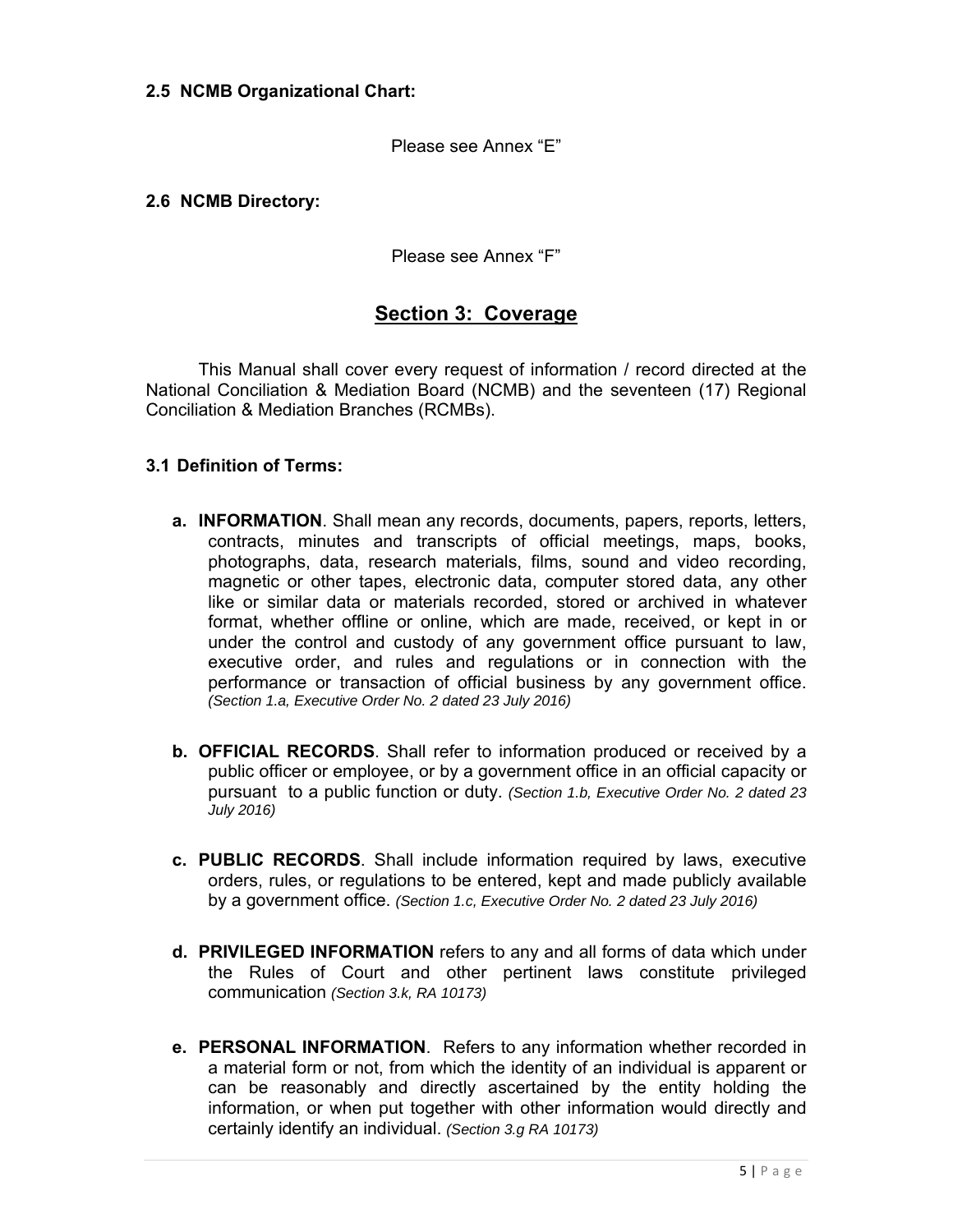**2.5 NCMB Organizational Chart:**

Please see Annex "E"

**2.6 NCMB Directory:**

Please see Annex "F"

## Section 3: Coverage

This Manual shall cover every request of information / record directed at the National Conciliation & Mediation Board (NCMB) and the seventeen (17) Regional Conciliation & Mediation Branches (RCMBs).

### 3.1 Definition of Terms:

**a. INFORMATION**. Shall mean any records, documents, papers, reports, letters, contracts, minutes and transcripts of official meetings, maps, books, photographs, data, research materials, films, sound and video recording, magnetic or other tapes, electronic data, computer stored data, any other like or similar data or materials recorded, stored or archived in whatever format, whether offline or online, which are made, received, or kept in or under the control and custody of any government office pursuant to law, executive order, and rules and regulations or in connection with the performance or transaction of official business by any government office. *(Section 1.a, Executive Order No. 2 dated 23 July 2016)*

**b. OFFICIAL RECORDS**. Shall refer to information produced or received by a public officer or employee, or by a government office in an official capacity or pursuant to a public function or duty. *(Section 1.b, Executive Order No. 2 dated 23 July 2016)*

**c. PUBLIC RECORDS**. Shall include information required by laws, executive orders, rules, or regulations to be entered, kept and made publicly available by a government office. *(Section 1.c, Executive Order No. 2 dated 23 July 2016)*

**d. PRIVILEGED INFORMATION** refers to any and all forms of data which under the Rules of Court and other pertinent laws constitute privileged communication *(Section 3.k, RA 10173)*

**e. PERSONAL INFORMATION**. Refers to any information whether recorded in a material form or not, from which the identity of an individual is apparent or can be reasonably and directly ascertained by the entity holding the information, or when put together with other information would directly and certainly identify an individual. *(Section 3.g RA 10173)*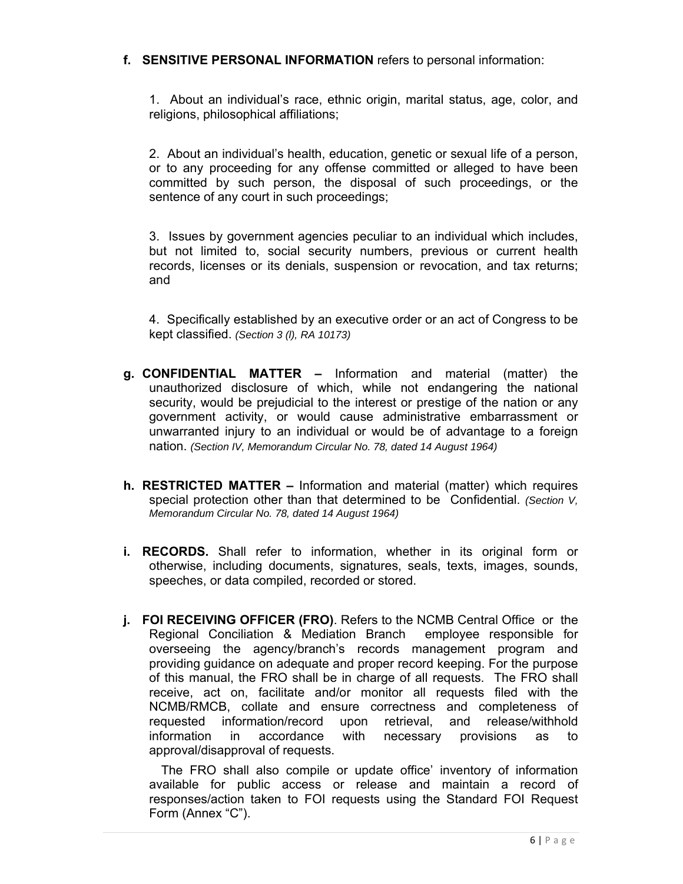**f. SENSITIVE PERSONAL INFORMATION** refers to personal information:

1. About an individual's race, ethnic origin, marital status, age, color, and religions, philosophical affiliations;

2. About an individual's health, education, genetic or sexual life of a person, or to any proceeding for any offense committed or alleged to have been committed by such person, the disposal of such proceedings, or the sentence of any court in such proceedings;

3. Issues by government agencies peculiar to an individual which includes, but not limited to, social security numbers, previous or current health records, licenses or its denials, suspension or revocation, and tax returns; and

4. Specifically established by an executive order or an act of Congress to be kept classified. *(Section 3 (l), RA 10173)*

**g. CONFIDENTIAL MATTER –** Information and material (matter) the unauthorized disclosure of which, while not endangering the national security, would be prejudicial to the interest or prestige of the nation or any government activity, or would cause administrative embarrassment or unwarranted injury to an individual or would be of advantage to a foreign nation. *(Section IV, Memorandum Circular No. 78, dated 14 August 1964)*

**h. RESTRICTED MATTER –** Information and material (matter) which requires special protection other than that determined to be Confidential. *(Section V, Memorandum Circular No. 78, dated 14 August 1964)*

**i. RECORDS.** Shall refer to information, whether in its original form or otherwise, including documents, signatures, seals, texts, images, sounds, speeches, or data compiled, recorded or stored.

**j. FOI RECEIVING OFFICER (FRO)**. Refers to the NCMB Central Office or the Regional Conciliation & Mediation Branch employee responsible for overseeing the agency/branch's records management program and providing guidance on adequate and proper record keeping. For the purpose of this manual, the FRO shall be in charge of all requests. The FRO shall receive, act on, facilitate and/or monitor all requests filed with the NCMB/RMCB, collate and ensure correctness and completeness of requested information/record upon retrieval, and release/withhold information in accordance with necessary provisions as to approval/disapproval of requests.

The FRO shall also compile or update office' inventory of information available for public access or release and maintain a record of responses/action taken to FOI requests using the Standard FOI Request Form (Annex "C").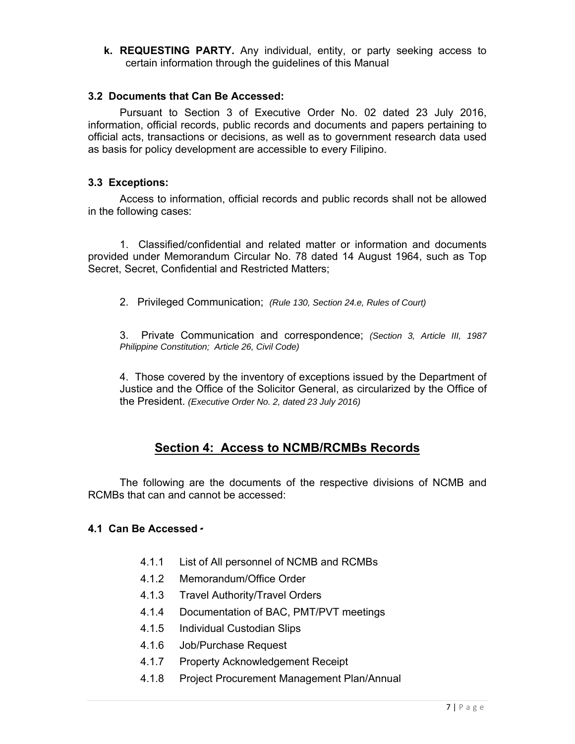**k. REQUESTING PARTY.** Any individual, entity, or party seeking access to certain information through the guidelines of this Manual

### 3.2 Documents that Can Be Accessed:

Pursuant to Section 3 of Executive Order No. 02 dated 23 July 2016, information, official records, public records and documents and papers pertaining to official acts, transactions or decisions, as well as to government research data used as basis for policy development are accessible to every Filipino.

### 3.3 Exceptions:

Access to information, official records and public records shall not be allowed in the following cases:

1. Classified/confidential and related matter or information and documents provided under Memorandum Circular No. 78 dated 14 August 1964, such as Top Secret, Secret, Confidential and Restricted Matters;

2. Privileged Communication; *(Rule 130, Section 24.e, Rules of Court)*

3. Private Communication and correspondence; *(Section 3, Article III, 1987 Philippine Constitution; Article 26, Civil Code)*

4. Those covered by the inventory of exceptions issued by the Department of Justice and the Office of the Solicitor General, as circularized by the Office of the President. *(Executive Order No. 2, dated 23 July 2016)*

## Section 4: Access to NCMB/RCMBs Records

The following are the documents of the respective divisions of NCMB and RCMBs that can and cannot be accessed:

### 4.1 Can Be Accessed -

- 4.1.1 List of All personnel of NCMB and RCMBs
- 4.1.2 Memorandum/Office Order
- 4.1.3 Travel Authority/Travel Orders
- 4.1.4 Documentation of BAC, PMT/PVT meetings
- 4.1.5 Individual Custodian Slips
- 4.1.6 Job/Purchase Request
- 4.1.7 Property Acknowledgement Receipt
- 4.1.8 Project Procurement Management Plan/Annual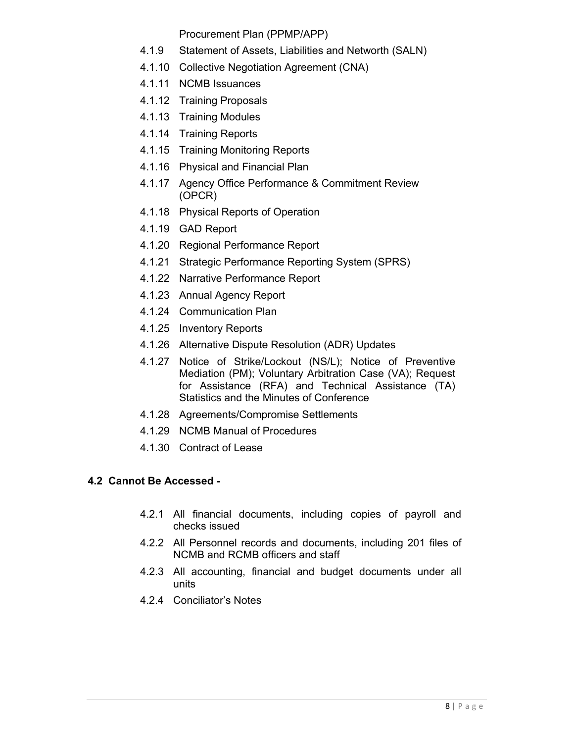Procurement Plan (PPMP/APP)

4.1.9 Statement of Assets, Liabilities and Networth (SALN)

4.1.10 Collective Negotiation Agreement (CNA)

4.1.11 NCMB Issuances

4.1.12 Training Proposals

4.1.13 Training Modules

4.1.14 Training Reports

4.1.15 Training Monitoring Reports

4.1.16 Physical and Financial Plan

4.1.17 Agency Office Performance & Commitment Review (OPCR)

4.1.18 Physical Reports of Operation

4.1.19 GAD Report

4.1.20 Regional Performance Report

4.1.21 Strategic Performance Reporting System (SPRS)

4.1.22 Narrative Performance Report

4.1.23 Annual Agency Report

4.1.24 Communication Plan

4.1.25 Inventory Reports

4.1.26 Alternative Dispute Resolution (ADR) Updates

4.1.27 Notice of Strike/Lockout (NS/L); Notice of Preventive Mediation (PM); Voluntary Arbitration Case (VA); Request for Assistance (RFA) and Technical Assistance (TA) Statistics and the Minutes of Conference

4.1.28 Agreements/Compromise Settlements

4.1.29 NCMB Manual of Procedures

4.1.30 Contract of Lease

**4.2 Cannot Be Accessed -**

4.2.1 All financial documents, including copies of payroll and checks issued

4.2.2 All Personnel records and documents, including 201 files of NCMB and RCMB officers and staff

4.2.3 All accounting, financial and budget documents under all units

4.2.4 Conciliator's Notes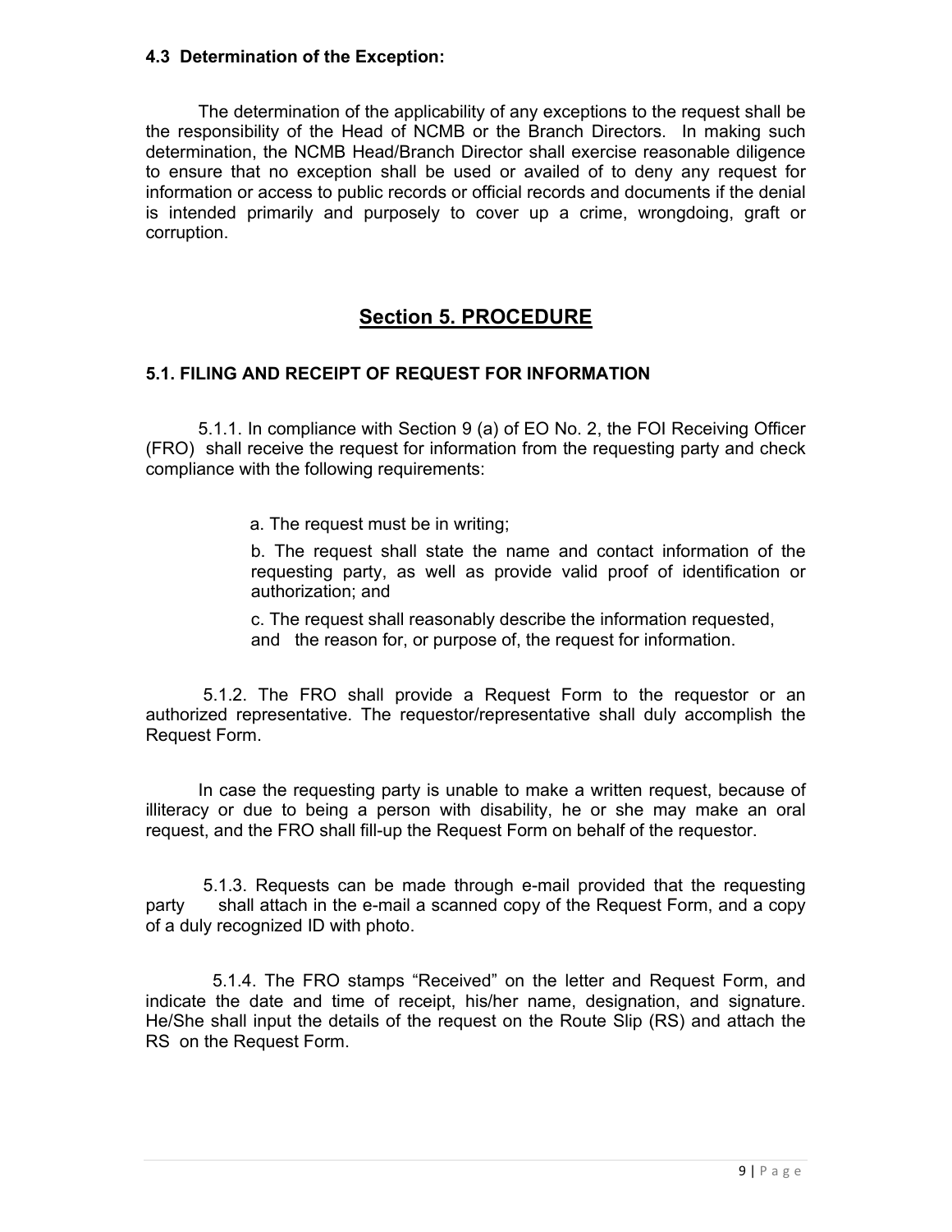### 4.3 Determination of the Exception:

The determination of the applicability of any exceptions to the request shall be the responsibility of the Head of NCMB or the Branch Directors. In making such determination, the NCMB Head/Branch Director shall exercise reasonable diligence to ensure that no exception shall be used or availed of to deny any request for information or access to public records or official records and documents if the denial is intended primarily and purposely to cover up a crime, wrongdoing, graft or corruption.

## Section 5. PROCEDURE

### 5.1. FILING AND RECEIPT OF REQUEST FOR INFORMATION

5.1.1. In compliance with Section 9 (a) of EO No. 2, the FOI Receiving Officer (FRO) shall receive the request for information from the requesting party and check compliance with the following requirements:

a. The request must be in writing;

b. The request shall state the name and contact information of the requesting party, as well as provide valid proof of identification or authorization; and

c. The request shall reasonably describe the information requested, and the reason for, or purpose of, the request for information.

5.1.2. The FRO shall provide a Request Form to the requestor or an authorized representative. The requestor/representative shall duly accomplish the Request Form.

In case the requesting party is unable to make a written request, because of illiteracy or due to being a person with disability, he or she may make an oral request, and the FRO shall fill-up the Request Form on behalf of the requestor.

5.1.3. Requests can be made through e-mail provided that the requesting party shall attach in the e-mail a scanned copy of the Request Form, and a copy of a duly recognized ID with photo.

5.1.4. The FRO stamps "Received" on the letter and Request Form, and indicate the date and time of receipt, his/her name, designation, and signature. He/She shall input the details of the request on the Route Slip (RS) and attach the RS on the Request Form.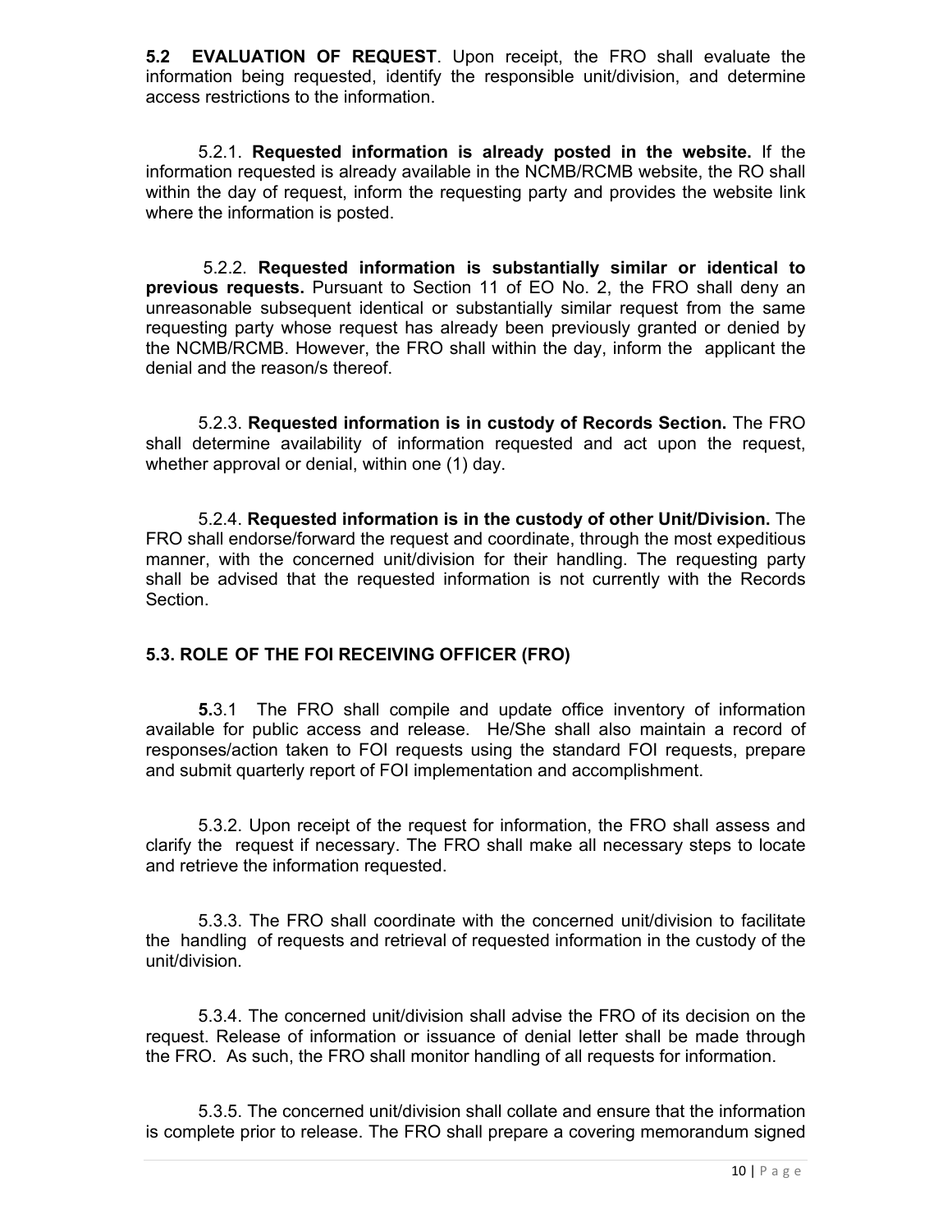**5.2 EVALUATION OF REQUEST**. Upon receipt, the FRO shall evaluate the information being requested, identify the responsible unit/division, and determine access restrictions to the information.

5.2.1. **Requested information is already posted in the website.** If the information requested is already available in the NCMB/RCMB website, the RO shall within the day of request, inform the requesting party and provides the website link where the information is posted.

5.2.2. **Requested information is substantially similar or identical to previous requests.** Pursuant to Section 11 of EO No. 2, the FRO shall deny an unreasonable subsequent identical or substantially similar request from the same requesting party whose request has already been previously granted or denied by the NCMB/RCMB. However, the FRO shall within the day, inform the applicant the denial and the reason/s thereof.

5.2.3. **Requested information is in custody of Records Section.** The FRO shall determine availability of information requested and act upon the request, whether approval or denial, within one (1) day.

5.2.4. **Requested information is in the custody of other Unit/Division.** The FRO shall endorse/forward the request and coordinate, through the most expeditious manner, with the concerned unit/division for their handling. The requesting party shall be advised that the requested information is not currently with the Records Section.

### 5.3. ROLE OF THE FOI RECEIVING OFFICER (FRO)

**5.**3.1 The FRO shall compile and update office inventory of information available for public access and release. He/She shall also maintain a record of responses/action taken to FOI requests using the standard FOI requests, prepare and submit quarterly report of FOI implementation and accomplishment.

5.3.2. Upon receipt of the request for information, the FRO shall assess and clarify the request if necessary. The FRO shall make all necessary steps to locate and retrieve the information requested.

5.3.3. The FRO shall coordinate with the concerned unit/division to facilitate the handling of requests and retrieval of requested information in the custody of the unit/division.

5.3.4. The concerned unit/division shall advise the FRO of its decision on the request. Release of information or issuance of denial letter shall be made through the FRO. As such, the FRO shall monitor handling of all requests for information.

5.3.5. The concerned unit/division shall collate and ensure that the information is complete prior to release. The FRO shall prepare a covering memorandum signed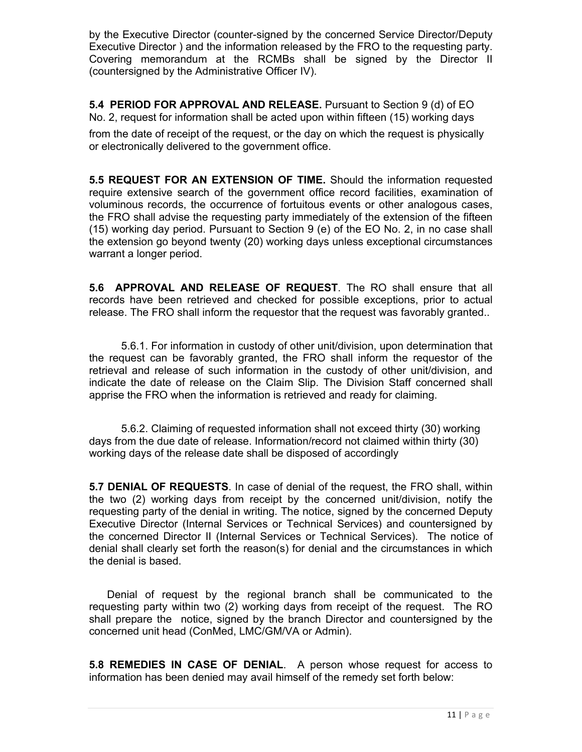by the Executive Director (counter-signed by the concerned Service Director/Deputy Executive Director ) and the information released by the FRO to the requesting party. Covering memorandum at the RCMBs shall be signed by the Director II (countersigned by the Administrative Officer IV).

**5.4 PERIOD FOR APPROVAL AND RELEASE.** Pursuant to Section 9 (d) of EO No. 2, request for information shall be acted upon within fifteen (15) working days from the date of receipt of the request, or the day on which the request is physically or electronically delivered to the government office.

**5.5 REQUEST FOR AN EXTENSION OF TIME.** Should the information requested require extensive search of the government office record facilities, examination of voluminous records, the occurrence of fortuitous events or other analogous cases, the FRO shall advise the requesting party immediately of the extension of the fifteen (15) working day period. Pursuant to Section 9 (e) of the EO No. 2, in no case shall the extension go beyond twenty (20) working days unless exceptional circumstances warrant a longer period.

**5.6 APPROVAL AND RELEASE OF REQUEST**. The RO shall ensure that all records have been retrieved and checked for possible exceptions, prior to actual release. The FRO shall inform the requestor that the request was favorably granted..

5.6.1. For information in custody of other unit/division, upon determination that the request can be favorably granted, the FRO shall inform the requestor of the retrieval and release of such information in the custody of other unit/division, and indicate the date of release on the Claim Slip. The Division Staff concerned shall apprise the FRO when the information is retrieved and ready for claiming.

5.6.2. Claiming of requested information shall not exceed thirty (30) working days from the due date of release. Information/record not claimed within thirty (30) working days of the release date shall be disposed of accordingly

**5.7 DENIAL OF REQUESTS**. In case of denial of the request, the FRO shall, within the two (2) working days from receipt by the concerned unit/division, notify the requesting party of the denial in writing. The notice, signed by the concerned Deputy Executive Director (Internal Services or Technical Services) and countersigned by the concerned Director II (Internal Services or Technical Services). The notice of denial shall clearly set forth the reason(s) for denial and the circumstances in which the denial is based.

Denial of request by the regional branch shall be communicated to the requesting party within two (2) working days from receipt of the request. The RO shall prepare the notice, signed by the branch Director and countersigned by the concerned unit head (ConMed, LMC/GM/VA or Admin).

**5.8 REMEDIES IN CASE OF DENIAL**. A person whose request for access to information has been denied may avail himself of the remedy set forth below: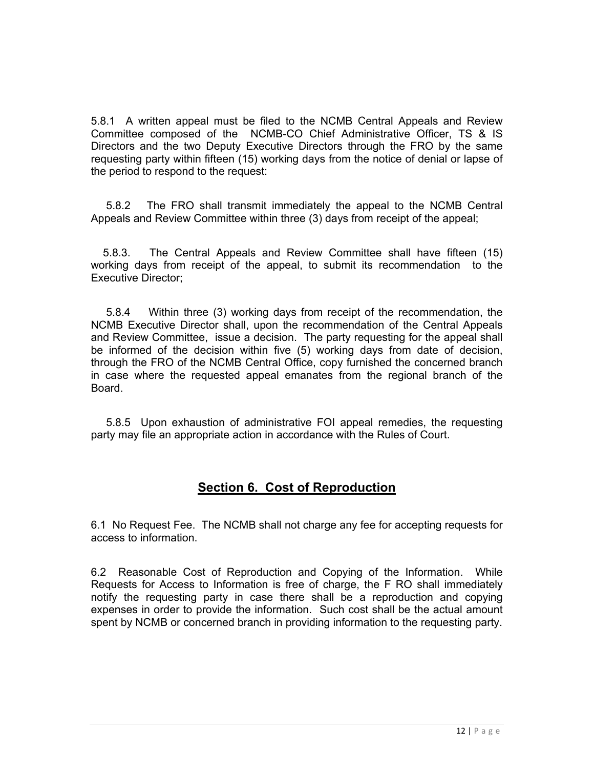5.8.1 A written appeal must be filed to the NCMB Central Appeals and Review Committee composed of the NCMB-CO Chief Administrative Officer, TS & IS Directors and the two Deputy Executive Directors through the FRO by the same requesting party within fifteen (15) working days from the notice of denial or lapse of the period to respond to the request:

5.8.2 The FRO shall transmit immediately the appeal to the NCMB Central Appeals and Review Committee within three (3) days from receipt of the appeal;

5.8.3. The Central Appeals and Review Committee shall have fifteen (15) working days from receipt of the appeal, to submit its recommendation to the Executive Director;

5.8.4 Within three (3) working days from receipt of the recommendation, the NCMB Executive Director shall, upon the recommendation of the Central Appeals and Review Committee, issue a decision. The party requesting for the appeal shall be informed of the decision within five (5) working days from date of decision, through the FRO of the NCMB Central Office, copy furnished the concerned branch in case where the requested appeal emanates from the regional branch of the Board.

5.8.5 Upon exhaustion of administrative FOI appeal remedies, the requesting party may file an appropriate action in accordance with the Rules of Court.

## Section 6. Cost of Reproduction

6.1 No Request Fee. The NCMB shall not charge any fee for accepting requests for access to information.

6.2 Reasonable Cost of Reproduction and Copying of the Information. While Requests for Access to Information is free of charge, the F RO shall immediately notify the requesting party in case there shall be a reproduction and copying expenses in order to provide the information. Such cost shall be the actual amount spent by NCMB or concerned branch in providing information to the requesting party.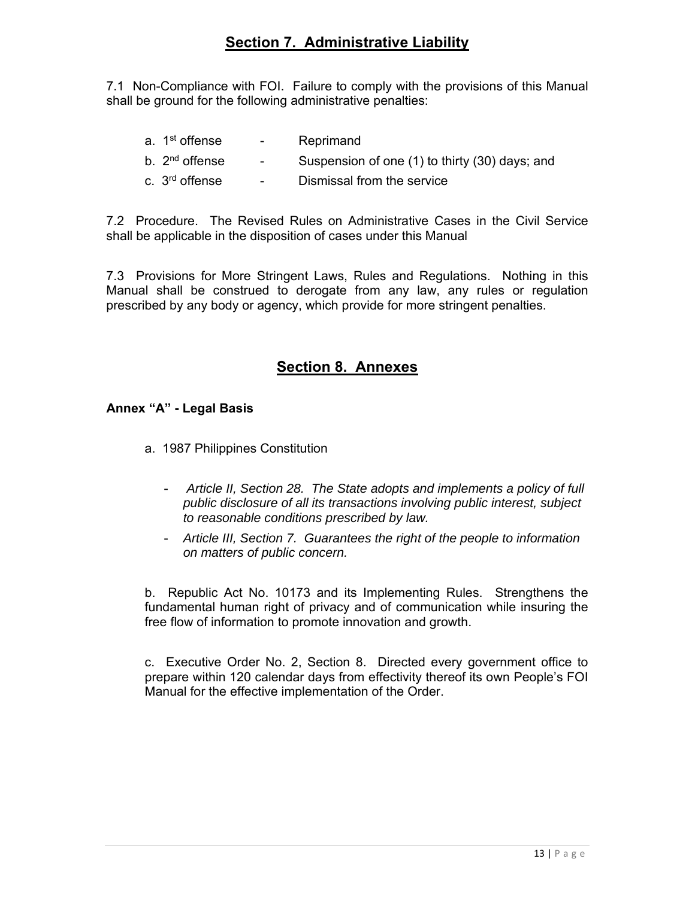## Section 7. Administrative Liability

7.1 Non-Compliance with FOI. Failure to comply with the provisions of this Manual shall be ground for the following administrative penalties:

a. 1st offense - Reprimand

b. 2nd offense - Suspension of one (1) to thirty (30) days; and

c. 3rd offense - Dismissal from the service

7.2 Procedure. The Revised Rules on Administrative Cases in the Civil Service shall be applicable in the disposition of cases under this Manual

7.3 Provisions for More Stringent Laws, Rules and Regulations. Nothing in this Manual shall be construed to derogate from any law, any rules or regulation prescribed by any body or agency, which provide for more stringent penalties.

## Section 8. Annexes

**Annex "A" - Legal Basis**

a. 1987 Philippines Constitution

- *Article II, Section 28. The State adopts and implements a policy of full public disclosure of all its transactions involving public interest, subject to reasonable conditions prescribed by law.*
- *Article III, Section 7. Guarantees the right of the people to information on matters of public concern.*

b. Republic Act No. 10173 and its Implementing Rules. Strengthens the fundamental human right of privacy and of communication while insuring the free flow of information to promote innovation and growth.

c. Executive Order No. 2, Section 8. Directed every government office to prepare within 120 calendar days from effectivity thereof its own People's FOI Manual for the effective implementation of the Order.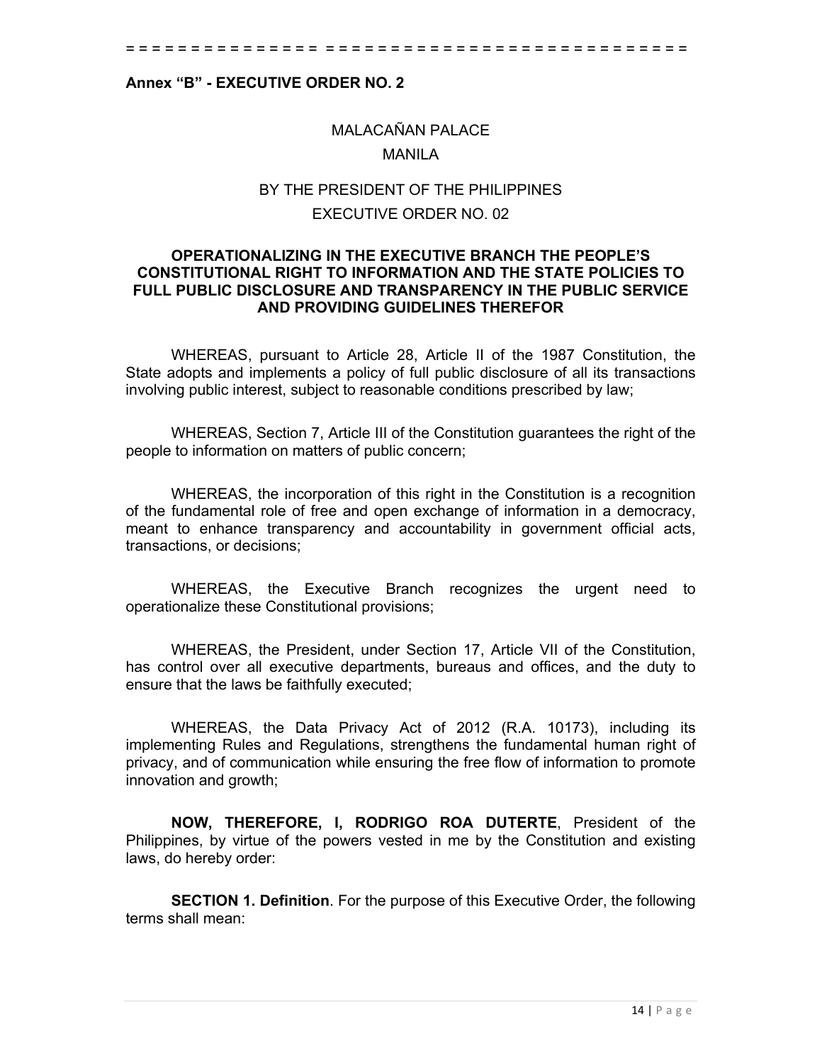= = = = = = = = = = = = = = = = = = = = = = = = = = = = = = = = = = = = = = = = = =

**Annex "B" - EXECUTIVE ORDER NO. 2**

MALACAÑAN PALACE

MANILA

BY THE PRESIDENT OF THE PHILIPPINES

EXECUTIVE ORDER NO. 02

**OPERATIONALIZING IN THE EXECUTIVE BRANCH THE PEOPLE'S CONSTITUTIONAL RIGHT TO INFORMATION AND THE STATE POLICIES TO FULL PUBLIC DISCLOSURE AND TRANSPARENCY IN THE PUBLIC SERVICE AND PROVIDING GUIDELINES THEREFOR**

WHEREAS, pursuant to Article 28, Article II of the 1987 Constitution, the State adopts and implements a policy of full public disclosure of all its transactions involving public interest, subject to reasonable conditions prescribed by law;

WHEREAS, Section 7, Article III of the Constitution guarantees the right of the people to information on matters of public concern;

WHEREAS, the incorporation of this right in the Constitution is a recognition of the fundamental role of free and open exchange of information in a democracy, meant to enhance transparency and accountability in government official acts, transactions, or decisions;

WHEREAS, the Executive Branch recognizes the urgent need to operationalize these Constitutional provisions;

WHEREAS, the President, under Section 17, Article VII of the Constitution, has control over all executive departments, bureaus and offices, and the duty to ensure that the laws be faithfully executed;

WHEREAS, the Data Privacy Act of 2012 (R.A. 10173), including its implementing Rules and Regulations, strengthens the fundamental human right of privacy, and of communication while ensuring the free flow of information to promote innovation and growth;

**NOW, THEREFORE, I, RODRIGO ROA DUTERTE**, President of the Philippines, by virtue of the powers vested in me by the Constitution and existing laws, do hereby order:

**SECTION 1. Definition**. For the purpose of this Executive Order, the following terms shall mean: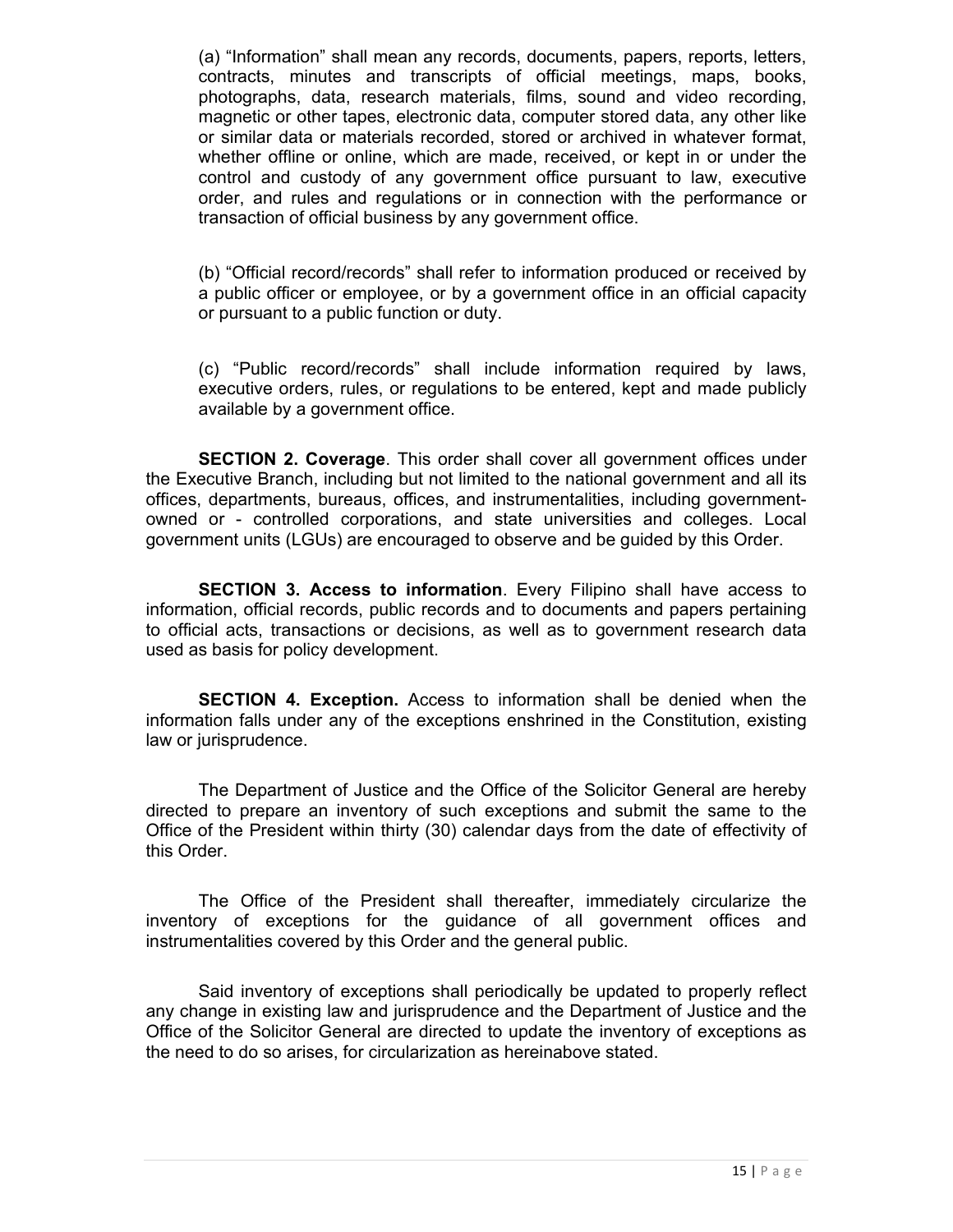(a) "Information" shall mean any records, documents, papers, reports, letters, contracts, minutes and transcripts of official meetings, maps, books, photographs, data, research materials, films, sound and video recording, magnetic or other tapes, electronic data, computer stored data, any other like or similar data or materials recorded, stored or archived in whatever format, whether offline or online, which are made, received, or kept in or under the control and custody of any government office pursuant to law, executive order, and rules and regulations or in connection with the performance or transaction of official business by any government office.

(b) "Official record/records" shall refer to information produced or received by a public officer or employee, or by a government office in an official capacity or pursuant to a public function or duty.

(c) "Public record/records" shall include information required by laws, executive orders, rules, or regulations to be entered, kept and made publicly available by a government office.

**SECTION 2. Coverage**. This order shall cover all government offices under the Executive Branch, including but not limited to the national government and all its offices, departments, bureaus, offices, and instrumentalities, including government-owned or - controlled corporations, and state universities and colleges. Local government units (LGUs) are encouraged to observe and be guided by this Order.

**SECTION 3. Access to information**. Every Filipino shall have access to information, official records, public records and to documents and papers pertaining to official acts, transactions or decisions, as well as to government research data used as basis for policy development.

**SECTION 4. Exception.** Access to information shall be denied when the information falls under any of the exceptions enshrined in the Constitution, existing law or jurisprudence.

The Department of Justice and the Office of the Solicitor General are hereby directed to prepare an inventory of such exceptions and submit the same to the Office of the President within thirty (30) calendar days from the date of effectivity of this Order.

The Office of the President shall thereafter, immediately circularize the inventory of exceptions for the guidance of all government offices and instrumentalities covered by this Order and the general public.

Said inventory of exceptions shall periodically be updated to properly reflect any change in existing law and jurisprudence and the Department of Justice and the Office of the Solicitor General are directed to update the inventory of exceptions as the need to do so arises, for circularization as hereinabove stated.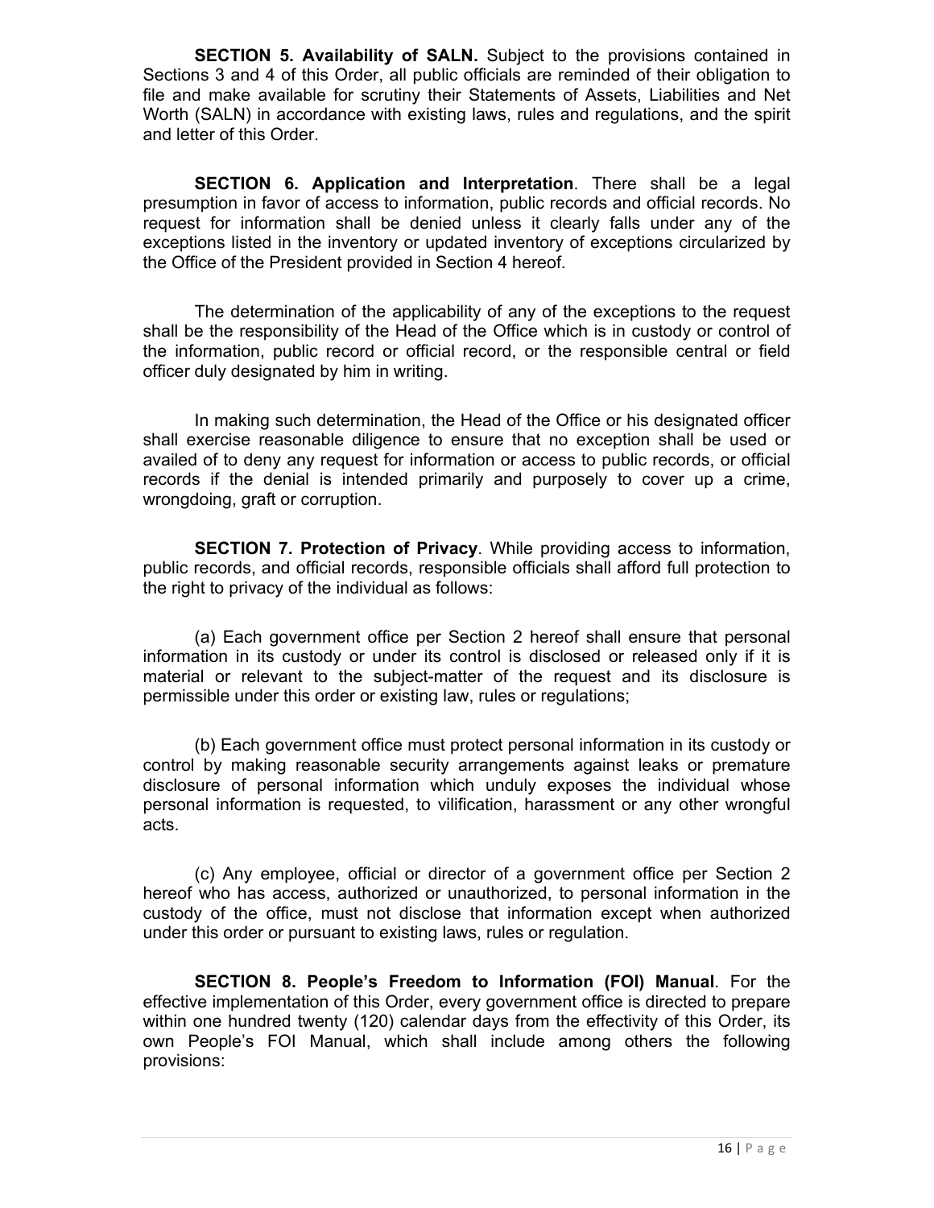**SECTION 5. Availability of SALN.** Subject to the provisions contained in Sections 3 and 4 of this Order, all public officials are reminded of their obligation to file and make available for scrutiny their Statements of Assets, Liabilities and Net Worth (SALN) in accordance with existing laws, rules and regulations, and the spirit and letter of this Order.

**SECTION 6. Application and Interpretation**. There shall be a legal presumption in favor of access to information, public records and official records. No request for information shall be denied unless it clearly falls under any of the exceptions listed in the inventory or updated inventory of exceptions circularized by the Office of the President provided in Section 4 hereof.

The determination of the applicability of any of the exceptions to the request shall be the responsibility of the Head of the Office which is in custody or control of the information, public record or official record, or the responsible central or field officer duly designated by him in writing.

In making such determination, the Head of the Office or his designated officer shall exercise reasonable diligence to ensure that no exception shall be used or availed of to deny any request for information or access to public records, or official records if the denial is intended primarily and purposely to cover up a crime, wrongdoing, graft or corruption.

**SECTION 7. Protection of Privacy**. While providing access to information, public records, and official records, responsible officials shall afford full protection to the right to privacy of the individual as follows:

(a) Each government office per Section 2 hereof shall ensure that personal information in its custody or under its control is disclosed or released only if it is material or relevant to the subject-matter of the request and its disclosure is permissible under this order or existing law, rules or regulations;

(b) Each government office must protect personal information in its custody or control by making reasonable security arrangements against leaks or premature disclosure of personal information which unduly exposes the individual whose personal information is requested, to vilification, harassment or any other wrongful acts.

(c) Any employee, official or director of a government office per Section 2 hereof who has access, authorized or unauthorized, to personal information in the custody of the office, must not disclose that information except when authorized under this order or pursuant to existing laws, rules or regulation.

**SECTION 8. People's Freedom to Information (FOI) Manual**. For the effective implementation of this Order, every government office is directed to prepare within one hundred twenty (120) calendar days from the effectivity of this Order, its own People's FOI Manual, which shall include among others the following provisions: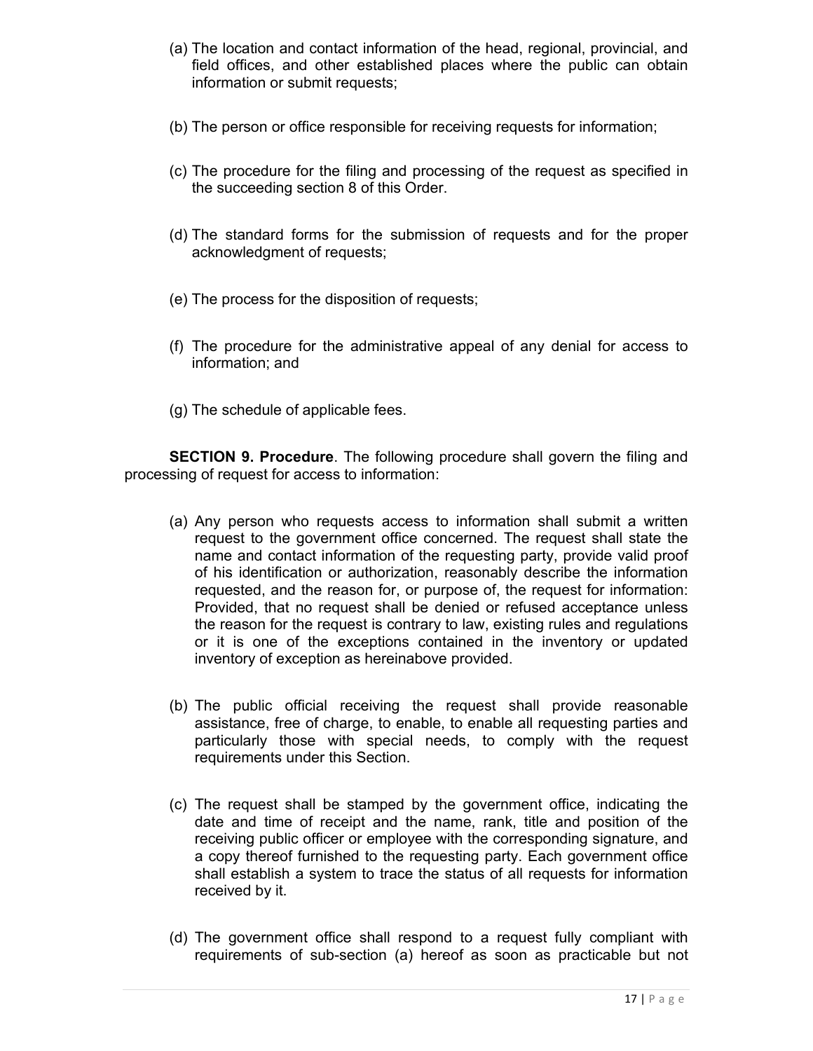(a) The location and contact information of the head, regional, provincial, and field offices, and other established places where the public can obtain information or submit requests;

(b) The person or office responsible for receiving requests for information;

(c) The procedure for the filing and processing of the request as specified in the succeeding section 8 of this Order.

(d) The standard forms for the submission of requests and for the proper acknowledgment of requests;

(e) The process for the disposition of requests;

(f) The procedure for the administrative appeal of any denial for access to information; and

(g) The schedule of applicable fees.

**SECTION 9. Procedure**. The following procedure shall govern the filing and processing of request for access to information:

(a) Any person who requests access to information shall submit a written request to the government office concerned. The request shall state the name and contact information of the requesting party, provide valid proof of his identification or authorization, reasonably describe the information requested, and the reason for, or purpose of, the request for information: Provided, that no request shall be denied or refused acceptance unless the reason for the request is contrary to law, existing rules and regulations or it is one of the exceptions contained in the inventory or updated inventory of exception as hereinabove provided.

(b) The public official receiving the request shall provide reasonable assistance, free of charge, to enable, to enable all requesting parties and particularly those with special needs, to comply with the request requirements under this Section.

(c) The request shall be stamped by the government office, indicating the date and time of receipt and the name, rank, title and position of the receiving public officer or employee with the corresponding signature, and a copy thereof furnished to the requesting party. Each government office shall establish a system to trace the status of all requests for information received by it.

(d) The government office shall respond to a request fully compliant with requirements of sub-section (a) hereof as soon as practicable but not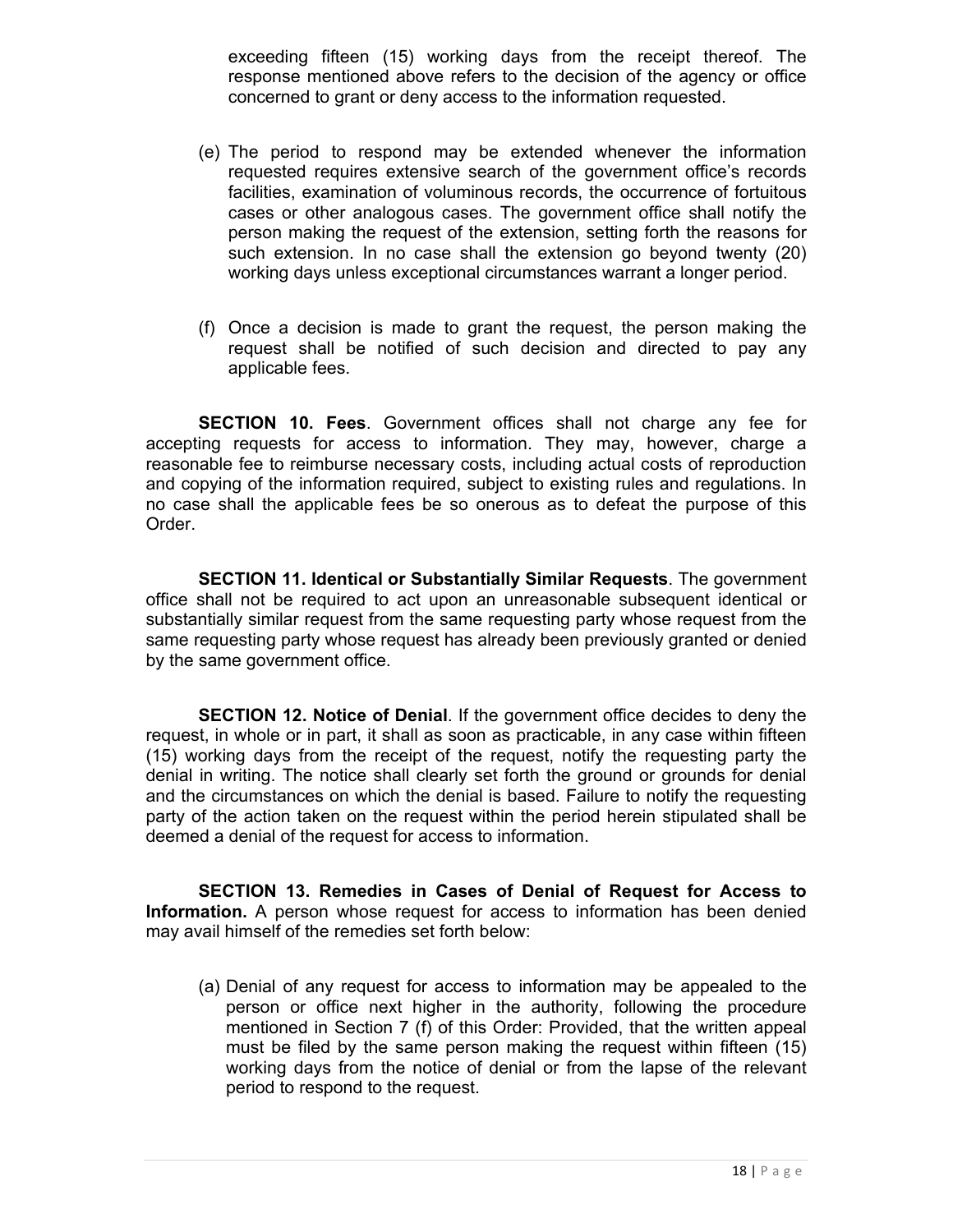exceeding fifteen (15) working days from the receipt thereof. The response mentioned above refers to the decision of the agency or office concerned to grant or deny access to the information requested.

(e) The period to respond may be extended whenever the information requested requires extensive search of the government office's records facilities, examination of voluminous records, the occurrence of fortuitous cases or other analogous cases. The government office shall notify the person making the request of the extension, setting forth the reasons for such extension. In no case shall the extension go beyond twenty (20) working days unless exceptional circumstances warrant a longer period.

(f) Once a decision is made to grant the request, the person making the request shall be notified of such decision and directed to pay any applicable fees.

**SECTION 10. Fees**. Government offices shall not charge any fee for accepting requests for access to information. They may, however, charge a reasonable fee to reimburse necessary costs, including actual costs of reproduction and copying of the information required, subject to existing rules and regulations. In no case shall the applicable fees be so onerous as to defeat the purpose of this Order.

**SECTION 11. Identical or Substantially Similar Requests**. The government office shall not be required to act upon an unreasonable subsequent identical or substantially similar request from the same requesting party whose request from the same requesting party whose request has already been previously granted or denied by the same government office.

**SECTION 12. Notice of Denial**. If the government office decides to deny the request, in whole or in part, it shall as soon as practicable, in any case within fifteen (15) working days from the receipt of the request, notify the requesting party the denial in writing. The notice shall clearly set forth the ground or grounds for denial and the circumstances on which the denial is based. Failure to notify the requesting party of the action taken on the request within the period herein stipulated shall be deemed a denial of the request for access to information.

**SECTION 13. Remedies in Cases of Denial of Request for Access to Information.** A person whose request for access to information has been denied may avail himself of the remedies set forth below:

(a) Denial of any request for access to information may be appealed to the person or office next higher in the authority, following the procedure mentioned in Section 7 (f) of this Order: Provided, that the written appeal must be filed by the same person making the request within fifteen (15) working days from the notice of denial or from the lapse of the relevant period to respond to the request.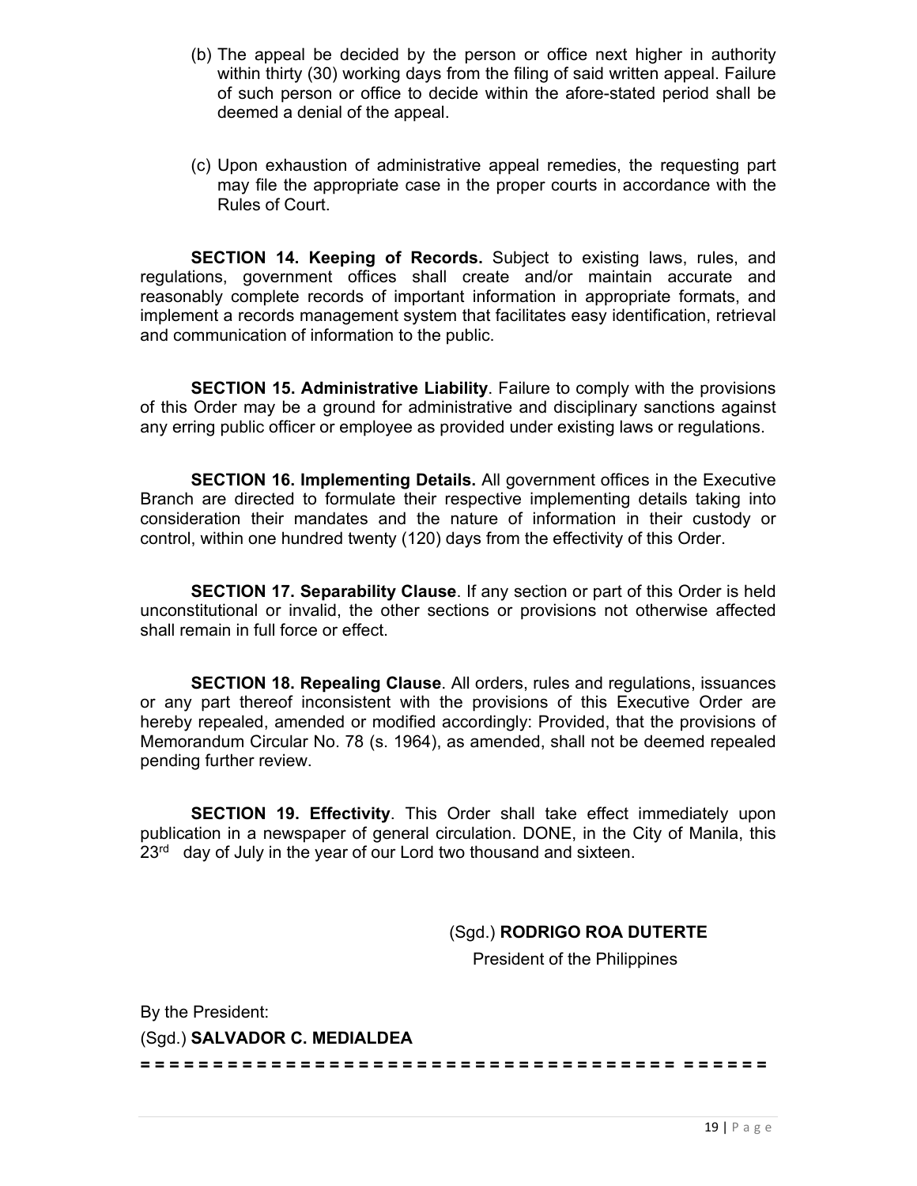(b) The appeal be decided by the person or office next higher in authority within thirty (30) working days from the filing of said written appeal. Failure of such person or office to decide within the afore-stated period shall be deemed a denial of the appeal.

(c) Upon exhaustion of administrative appeal remedies, the requesting part may file the appropriate case in the proper courts in accordance with the Rules of Court.

**SECTION 14. Keeping of Records.** Subject to existing laws, rules, and regulations, government offices shall create and/or maintain accurate and reasonably complete records of important information in appropriate formats, and implement a records management system that facilitates easy identification, retrieval and communication of information to the public.

**SECTION 15. Administrative Liability**. Failure to comply with the provisions of this Order may be a ground for administrative and disciplinary sanctions against any erring public officer or employee as provided under existing laws or regulations.

**SECTION 16. Implementing Details.** All government offices in the Executive Branch are directed to formulate their respective implementing details taking into consideration their mandates and the nature of information in their custody or control, within one hundred twenty (120) days from the effectivity of this Order.

**SECTION 17. Separability Clause**. If any section or part of this Order is held unconstitutional or invalid, the other sections or provisions not otherwise affected shall remain in full force or effect.

**SECTION 18. Repealing Clause**. All orders, rules and regulations, issuances or any part thereof inconsistent with the provisions of this Executive Order are hereby repealed, amended or modified accordingly: Provided, that the provisions of Memorandum Circular No. 78 (s. 1964), as amended, shall not be deemed repealed pending further review.

**SECTION 19. Effectivity**. This Order shall take effect immediately upon publication in a newspaper of general circulation. DONE, in the City of Manila, this 23rd day of July in the year of our Lord two thousand and sixteen.

(Sgd.) **RODRIGO ROA DUTERTE**
President of the Philippines

By the President:

(Sgd.) **SALVADOR C. MEDIALDEA**

**= = = = = = = = = = = = = = = = = = = = = = = = = = = = = = = = = = = = = = = = = = = = = =**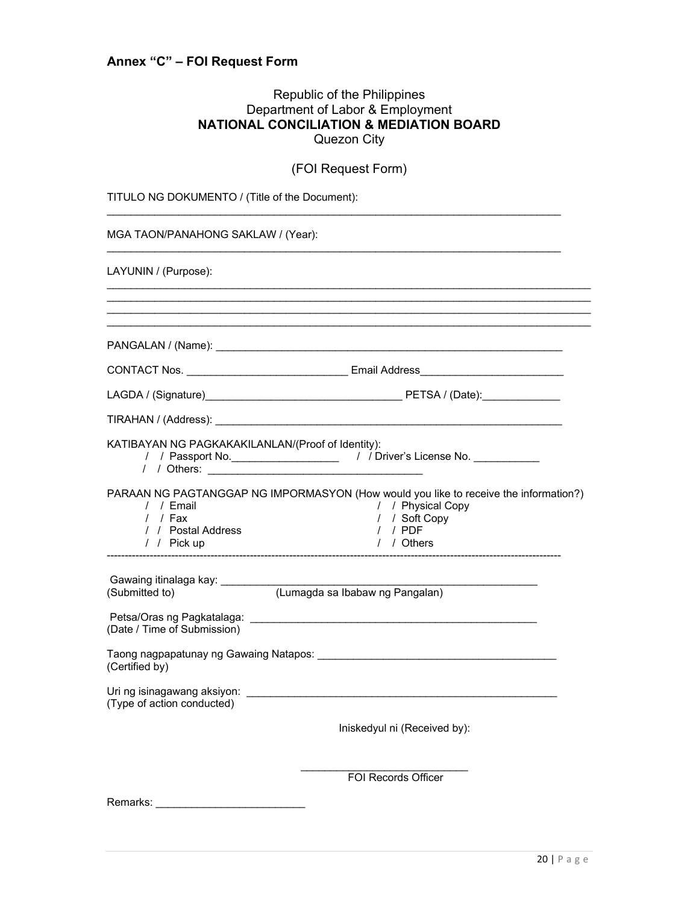## Annex "C" – FOI Request Form

Republic of the Philippines
Department of Labor & Employment
**NATIONAL CONCILIATION & MEDIATION BOARD**
Quezon City

(FOI Request Form)

TITULO NG DOKUMENTO / (Title of the Document):

______________________________________________________________________________

MGA TAON/PANAHONG SAKLAW / (Year):

______________________________________________________________________________

LAYUNIN / (Purpose):

______________________________________________________________________________
______________________________________________________________________________
______________________________________________________________________________
______________________________________________________________________________

PANGALAN / (Name): ____________________________________________________________

CONTACT Nos. ___________________________ Email Address________________________

LAGDA / (Signature)_________________________________ PETSA / (Date):_____________

TIRAHAN / (Address): ___________________________________________________________

KATIBAYAN NG PAGKAKAKILANLAN/(Proof of Identity):
/ / Passport No.__________________ / / Driver's License No. ___________
/ / Others: ___________________________________

PARAAN NG PAGTANGGAP NG IMPORMASYON (How would you like to receive the information?)

/ / Email
/ / Fax
/ / Postal Address
/ / Pick up
/ / Physical Copy
/ / Soft Copy
/ / PDF
/ / Others

---

Gawaing itinalaga kay: _____________________________________________________
(Submitted to) (Lumagda sa Ibabaw ng Pangalan)

Petsa/Oras ng Pagkatalaga: __________________________________________________
(Date / Time of Submission)

Taong nagpapatunay ng Gawaing Natapos: ________________________________________
(Certified by)

Uri ng isinagawang aksiyon: _____________________________________________________
(Type of action conducted)

Iniskedyul ni (Received by):

____________________________
FOI Records Officer

Remarks: _________________________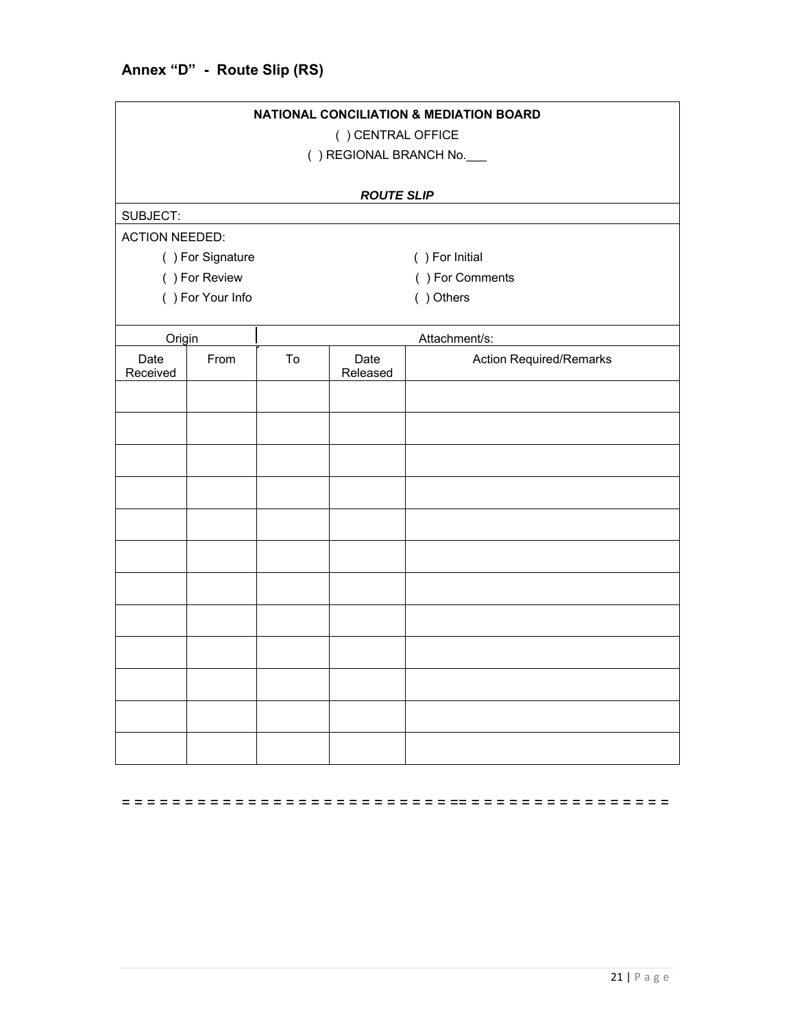## Annex "D" - Route Slip (RS)

**NATIONAL CONCILIATION & MEDIATION BOARD**

( ) CENTRAL OFFICE

( ) REGIONAL BRANCH No.___

***ROUTE SLIP***

SUBJECT:

ACTION NEEDED:

( ) For Signature ( ) For Initial

( ) For Review ( ) For Comments

( ) For Your Info ( ) Others

| Origin | | Attachment/s: | | |
|---|---|---|---|---|
| Date Received | From | To | Date Released | Action Required/Remarks |
| | | | | |
| | | | | |
| | | | | |
| | | | | |
| | | | | |
| | | | | |
| | | | | |
| | | | | |
| | | | | |
| | | | | |
| | | | | |
| | | | | |

= = = = = = = = = = = = = = = = = = = = = = = = = = == = = = = = = = = = = = = = = = = = = = =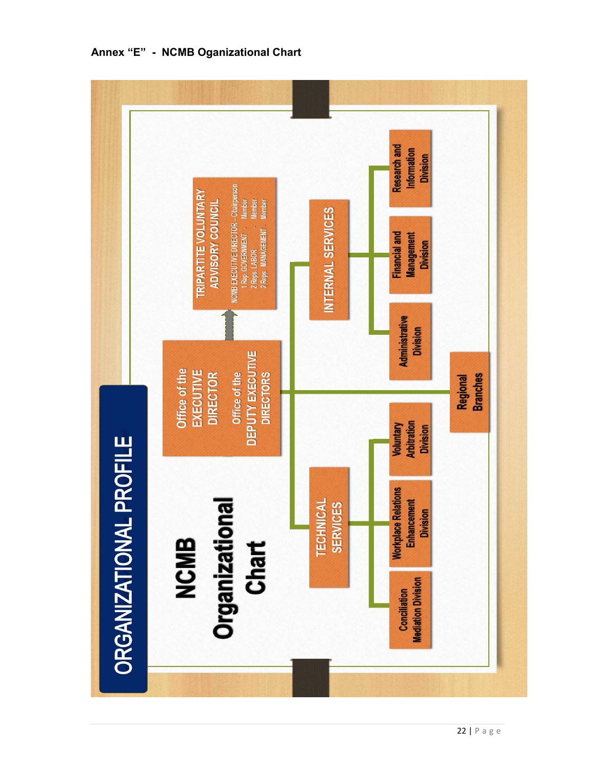**Annex "E" - NCMB Oganizational Chart**

# ORGANIZATIONAL PROFILE

## NCMB Organizational Chart

- **Office of the EXECUTIVE DIRECTOR**
- **Office of the DEPUTY EXECUTIVE DIRECTORS**
  - **TRIPARTITE VOLUNTARY ADVISORY COUNCIL**
    - NCMB EXECUTIVE DIRECTOR – Chairperson
    - 1 Rep. GOVERNMENT - Member
    - 2 Reps. LABOR - Member
    - 2 Reps. MANAGEMENT - Member
  - **TECHNICAL SERVICES**
    - Conciliation Mediation Division
    - Workplace Relations Enhancement Division
    - Voluntary Arbitration Division
  - **INTERNAL SERVICES**
    - Administrative Division
    - Financial and Management Division
    - Research and Information Division
  - **Regional Branches**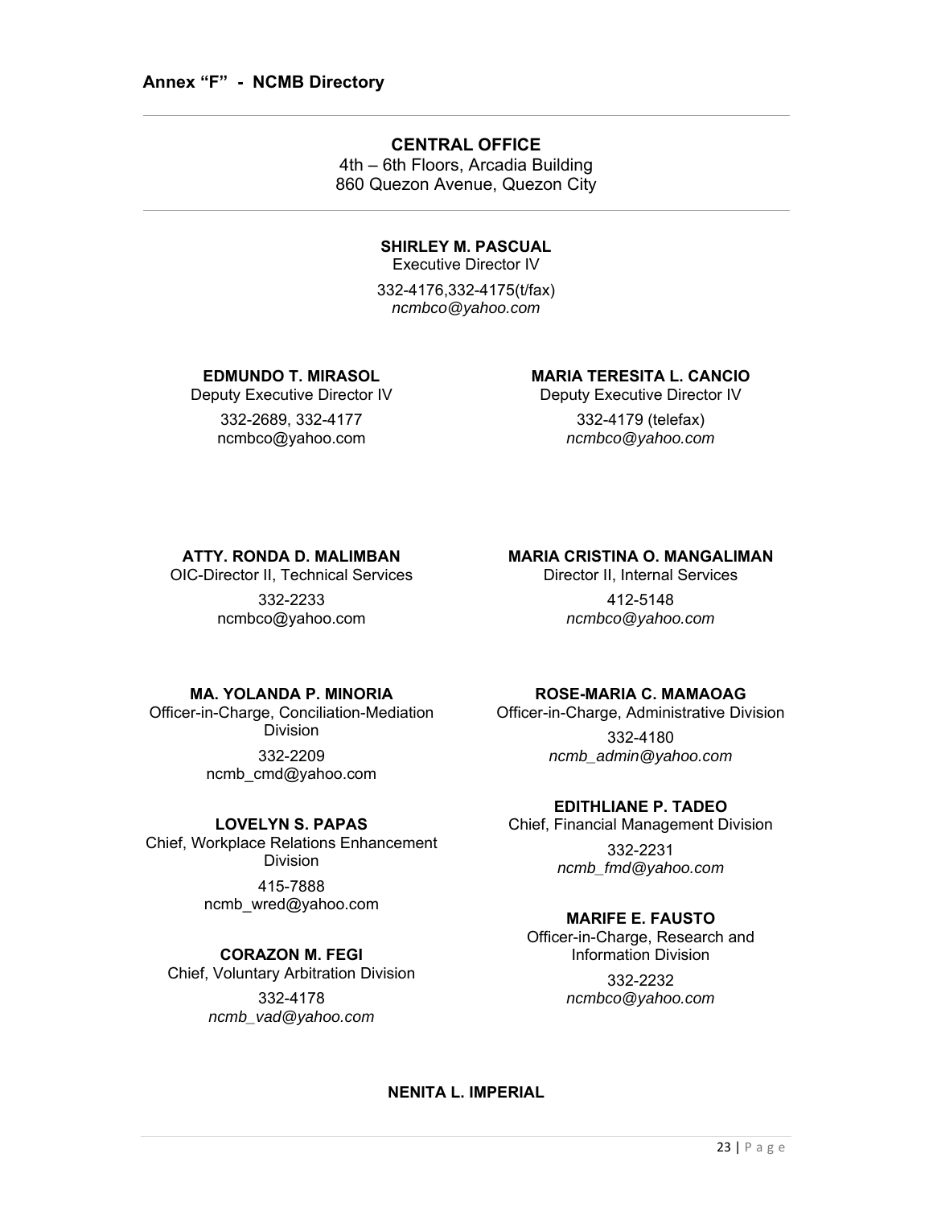### Annex "F" - NCMB Directory

---

**CENTRAL OFFICE**
4th – 6th Floors, Arcadia Building
860 Quezon Avenue, Quezon City

---

**SHIRLEY M. PASCUAL**
Executive Director IV
332-4176,332-4175(t/fax)
*ncmbco@yahoo.com*

**EDMUNDO T. MIRASOL**
Deputy Executive Director IV
332-2689, 332-4177
ncmbco@yahoo.com

**MARIA TERESITA L. CANCIO**
Deputy Executive Director IV
332-4179 (telefax)
*ncmbco@yahoo.com*

**ATTY. RONDA D. MALIMBAN**
OIC-Director II, Technical Services
332-2233
ncmbco@yahoo.com

**MARIA CRISTINA O. MANGALIMAN**
Director II, Internal Services
412-5148
*ncmbco@yahoo.com*

**MA. YOLANDA P. MINORIA**
Officer-in-Charge, Conciliation-Mediation Division
332-2209
ncmb_cmd@yahoo.com

**LOVELYN S. PAPAS**
Chief, Workplace Relations Enhancement Division
415-7888
ncmb_wred@yahoo.com

**CORAZON M. FEGI**
Chief, Voluntary Arbitration Division
332-4178
*ncmb_vad@yahoo.com*

**ROSE-MARIA C. MAMAOAG**
Officer-in-Charge, Administrative Division
332-4180
*ncmb_admin@yahoo.com*

**EDITHLIANE P. TADEO**
Chief, Financial Management Division
332-2231
*ncmb_fmd@yahoo.com*

**MARIFE E. FAUSTO**
Officer-in-Charge, Research and Information Division
332-2232
*ncmbco@yahoo.com*

**NENITA L. IMPERIAL**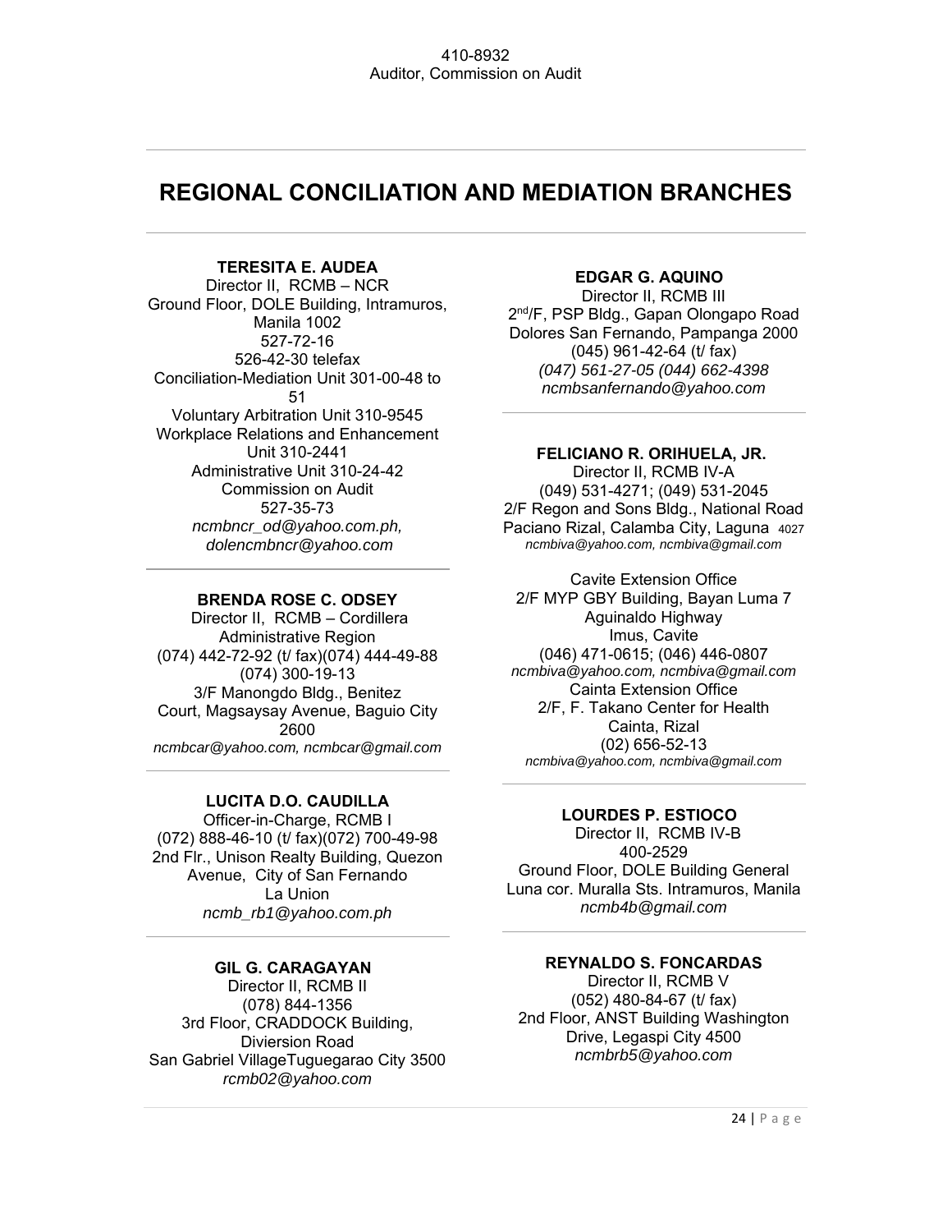410-8932
Auditor, Commission on Audit

# REGIONAL CONCILIATION AND MEDIATION BRANCHES

**TERESITA E. AUDEA**
Director II, RCMB – NCR
Ground Floor, DOLE Building, Intramuros, Manila 1002
527-72-16
526-42-30 telefax
Conciliation-Mediation Unit 301-00-48 to 51
Voluntary Arbitration Unit 310-9545
Workplace Relations and Enhancement Unit 310-2441
Administrative Unit 310-24-42
Commission on Audit
527-35-73
*ncmbncr_od@yahoo.com.ph, dolencmbncr@yahoo.com*

**BRENDA ROSE C. ODSEY**
Director II, RCMB – Cordillera Administrative Region
(074) 442-72-92 (t/ fax)(074) 444-49-88
(074) 300-19-13
3/F Manongdo Bldg., Benitez Court, Magsaysay Avenue, Baguio City 2600
*ncmbcar@yahoo.com, ncmbcar@gmail.com*

**LUCITA D.O. CAUDILLA**
Officer-in-Charge, RCMB I
(072) 888-46-10 (t/ fax)(072) 700-49-98
2nd Flr., Unison Realty Building, Quezon Avenue, City of San Fernando
La Union
*ncmb_rb1@yahoo.com.ph*

**GIL G. CARAGAYAN**
Director II, RCMB II
(078) 844-1356
3rd Floor, CRADDOCK Building, Diviersion Road
San Gabriel VillageTuguegarao City 3500
*rcmb02@yahoo.com*

**EDGAR G. AQUINO**
Director II, RCMB III
2nd/F, PSP Bldg., Gapan Olongapo Road
Dolores San Fernando, Pampanga 2000
(045) 961-42-64 (t/ fax)
*(047) 561-27-05 (044) 662-4398*
*ncmbsanfernando@yahoo.com*

**FELICIANO R. ORIHUELA, JR.**
Director II, RCMB IV-A
(049) 531-4271; (049) 531-2045
2/F Regon and Sons Bldg., National Road
Paciano Rizal, Calamba City, Laguna 4027
*ncmbiva@yahoo.com, ncmbiva@gmail.com*

Cavite Extension Office
2/F MYP GBY Building, Bayan Luma 7
Aguinaldo Highway
Imus, Cavite
(046) 471-0615; (046) 446-0807
*ncmbiva@yahoo.com, ncmbiva@gmail.com*
Cainta Extension Office
2/F, F. Takano Center for Health
Cainta, Rizal
(02) 656-52-13
*ncmbiva@yahoo.com, ncmbiva@gmail.com*

**LOURDES P. ESTIOCO**
Director II, RCMB IV-B
400-2529
Ground Floor, DOLE Building General Luna cor. Muralla Sts. Intramuros, Manila
*ncmb4b@gmail.com*

**REYNALDO S. FONCARDAS**
Director II, RCMB V
(052) 480-84-67 (t/ fax)
2nd Floor, ANST Building Washington Drive, Legaspi City 4500
*ncmbrb5@yahoo.com*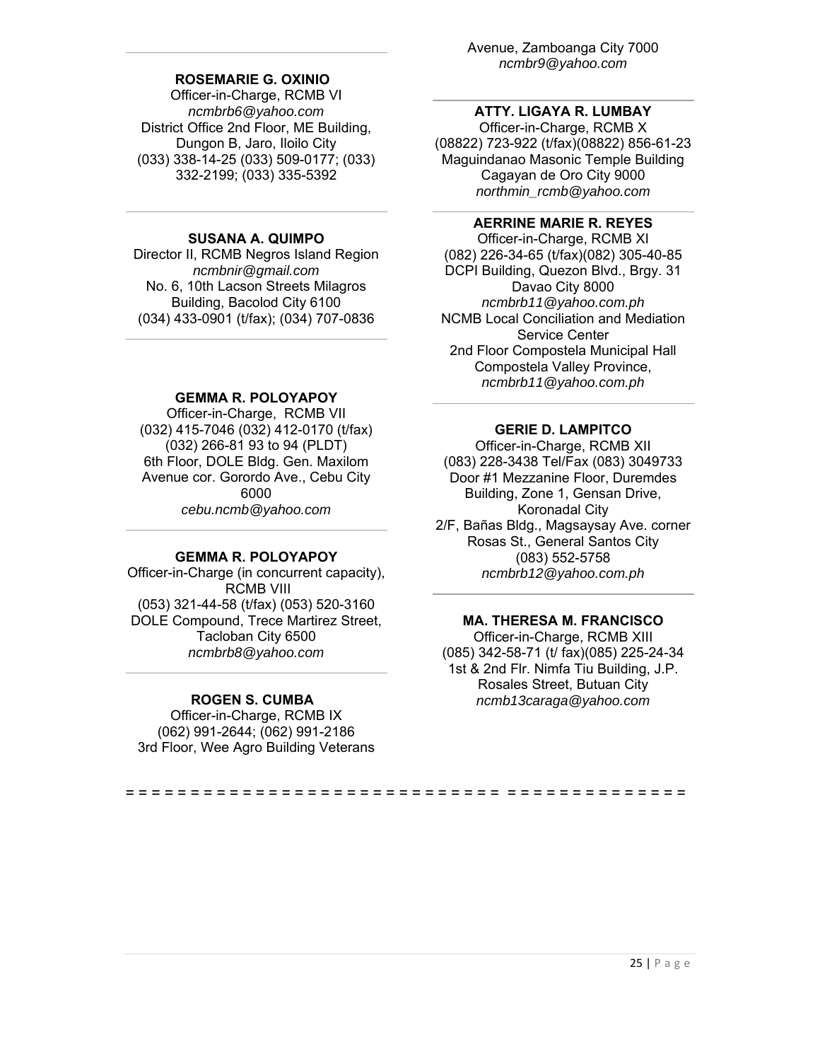**ROSEMARIE G. OXINIO**
Officer-in-Charge, RCMB VI
*ncmbrb6@yahoo.com*
District Office 2nd Floor, ME Building, Dungon B, Jaro, Iloilo City
(033) 338-14-25 (033) 509-0177; (033) 332-2199; (033) 335-5392

---

**SUSANA A. QUIMPO**
Director II, RCMB Negros Island Region
*ncmbnir@gmail.com*
No. 6, 10th Lacson Streets Milagros Building, Bacolod City 6100
(034) 433-0901 (t/fax); (034) 707-0836

---

**GEMMA R. POLOYAPOY**
Officer-in-Charge, RCMB VII
(032) 415-7046 (032) 412-0170 (t/fax)
(032) 266-81 93 to 94 (PLDT)
6th Floor, DOLE Bldg. Gen. Maxilom Avenue cor. Gorordo Ave., Cebu City 6000
*cebu.ncmb@yahoo.com*

---

**GEMMA R. POLOYAPOY**
Officer-in-Charge (in concurrent capacity), RCMB VIII
(053) 321-44-58 (t/fax) (053) 520-3160
DOLE Compound, Trece Martirez Street, Tacloban City 6500
*ncmbrb8@yahoo.com*

---

**ROGEN S. CUMBA**
Officer-in-Charge, RCMB IX
(062) 991-2644; (062) 991-2186
3rd Floor, Wee Agro Building Veterans Avenue, Zamboanga City 7000
*ncmbr9@yahoo.com*

---

**ATTY. LIGAYA R. LUMBAY**
Officer-in-Charge, RCMB X
(08822) 723-922 (t/fax)(08822) 856-61-23
Maguindanao Masonic Temple Building
Cagayan de Oro City 9000
*northmin_rcmb@yahoo.com*

---

**AERRINE MARIE R. REYES**
Officer-in-Charge, RCMB XI
(082) 226-34-65 (t/fax)(082) 305-40-85
DCPI Building, Quezon Blvd., Brgy. 31
Davao City 8000
*ncmbrb11@yahoo.com.ph*
NCMB Local Conciliation and Mediation Service Center
2nd Floor Compostela Municipal Hall
Compostela Valley Province,
*ncmbrb11@yahoo.com.ph*

---

**GERIE D. LAMPITCO**
Officer-in-Charge, RCMB XII
(083) 228-3438 Tel/Fax (083) 3049733
Door #1 Mezzanine Floor, Duremdes Building, Zone 1, Gensan Drive, Koronadal City
2/F, Bañas Bldg., Magsaysay Ave. corner Rosas St., General Santos City
(083) 552-5758
*ncmbrb12@yahoo.com.ph*

---

**MA. THERESA M. FRANCISCO**
Officer-in-Charge, RCMB XIII
(085) 342-58-71 (t/ fax)(085) 225-24-34
1st & 2nd Flr. Nimfa Tiu Building, J.P. Rosales Street, Butuan City
*ncmb13caraga@yahoo.com*

= = = = = = = = = = = = = = = = = = = = = = = = = = = = = = = = = = = = = = = = = = = =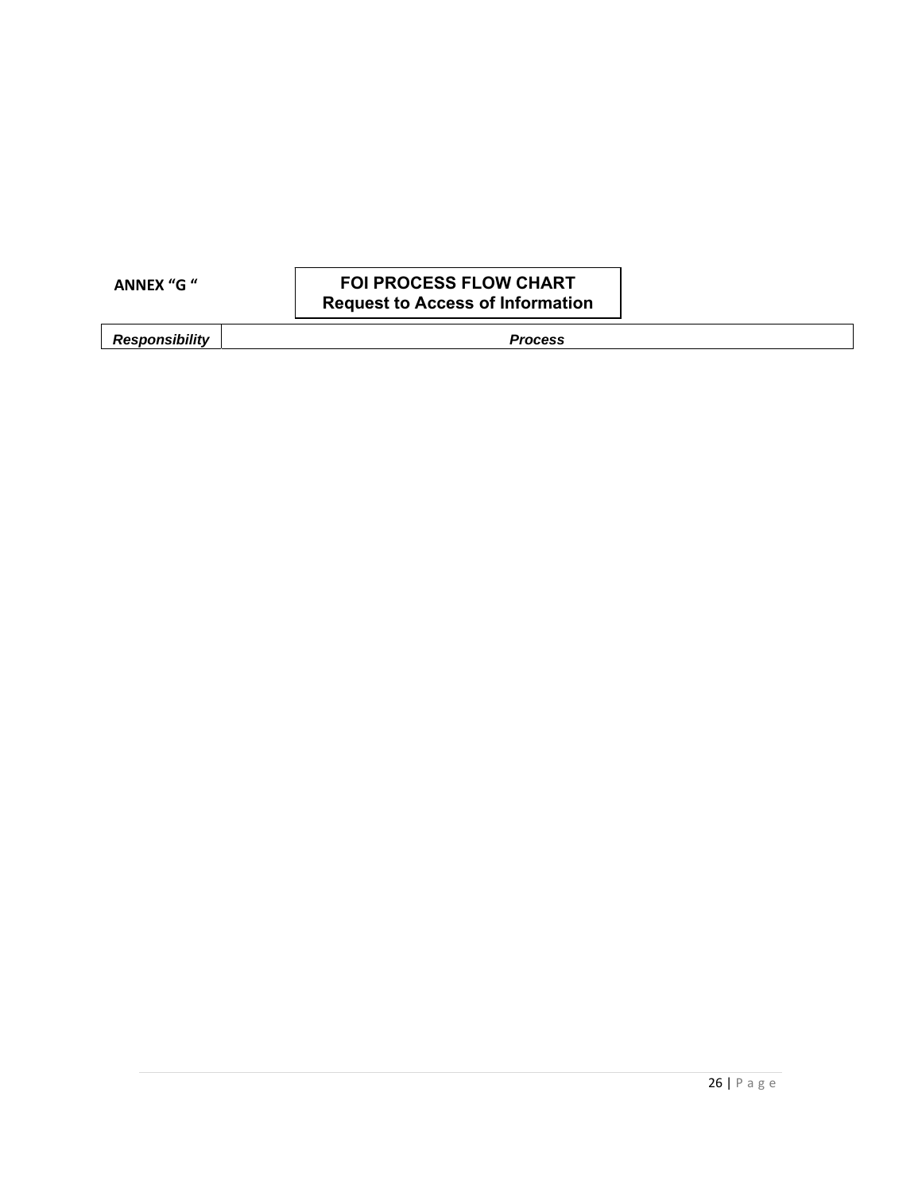ANNEX "G "

## FOI PROCESS FLOW CHART
### Request to Access of Information

| *Responsibility* | *Process* |
|---|---|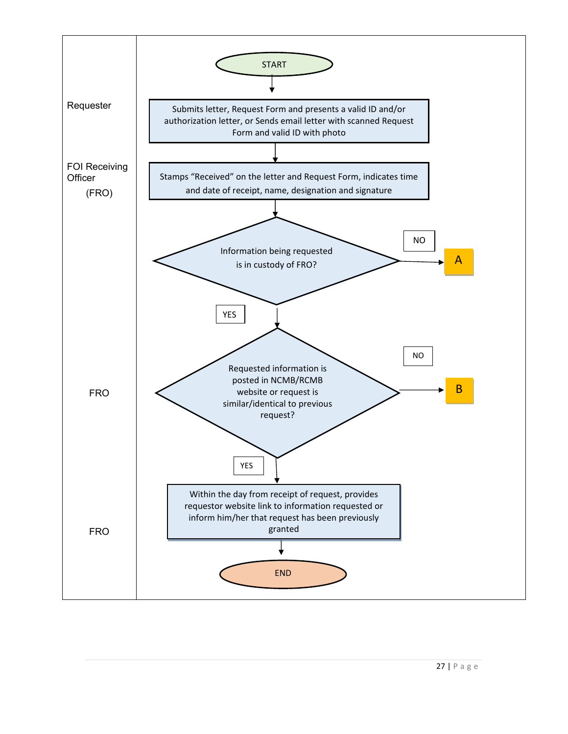| Role | Process Flow |
|---|---|
| | START |
| Requester | Submits letter, Request Form and presents a valid ID and/or authorization letter, or Sends email letter with scanned Request Form and valid ID with photo |
| FOI Receiving Officer (FRO) | Stamps "Received" on the letter and Request Form, indicates time and date of receipt, name, designation and signature |
| | Information being requested is in custody of FRO? NO → A; YES → next step |
| FRO | Requested information is posted in NCMB/RCMB website or request is similar/identical to previous request? NO → B; YES → next step |
| FRO | Within the day from receipt of request, provides requestor website link to information requested or inform him/her that request has been previously granted |
| | END |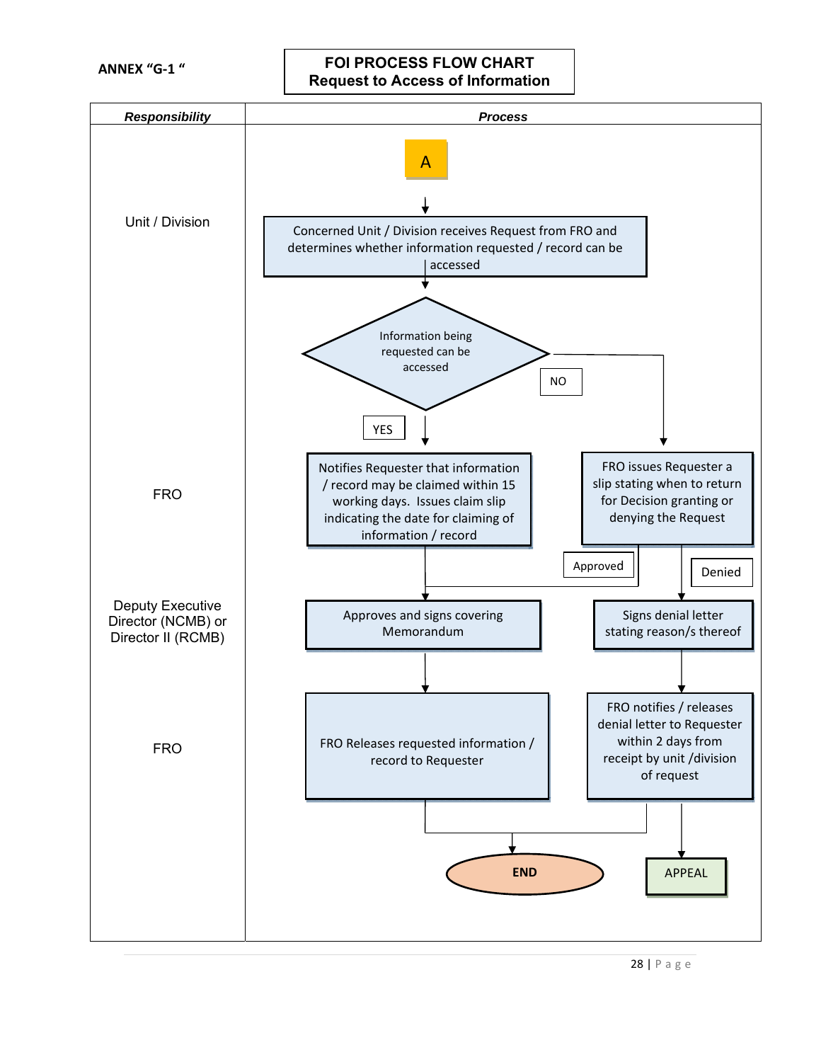ANNEX "G-1"

# FOI PROCESS FLOW CHART
## Request to Access of Information

| Responsibility | Process |
|---|---|
| | **A** |
| Unit / Division | Concerned Unit / Division receives Request from FRO and determines whether information requested / record can be accessed |
| | Decision: Information being requested can be accessed (YES / NO) |
| FRO | YES: Notifies Requester that information / record may be claimed within 15 working days. Issues claim slip indicating the date for claiming of information / record |
| FRO | NO: FRO issues Requester a slip stating when to return for Decision granting or denying the Request (Approved / Denied) |
| Deputy Executive Director (NCMB) or Director II (RCMB) | YES or Approved: Approves and signs covering Memorandum |
| Deputy Executive Director (NCMB) or Director II (RCMB) | Denied: Signs denial letter stating reason/s thereof |
| FRO | After covering Memorandum: FRO Releases requested information / record to Requester |
| FRO | After denial letter: FRO notifies / releases denial letter to Requester within 2 days from receipt by unit /division of request |
| | Release of information → **END**; Denial letter → **END** or APPEAL |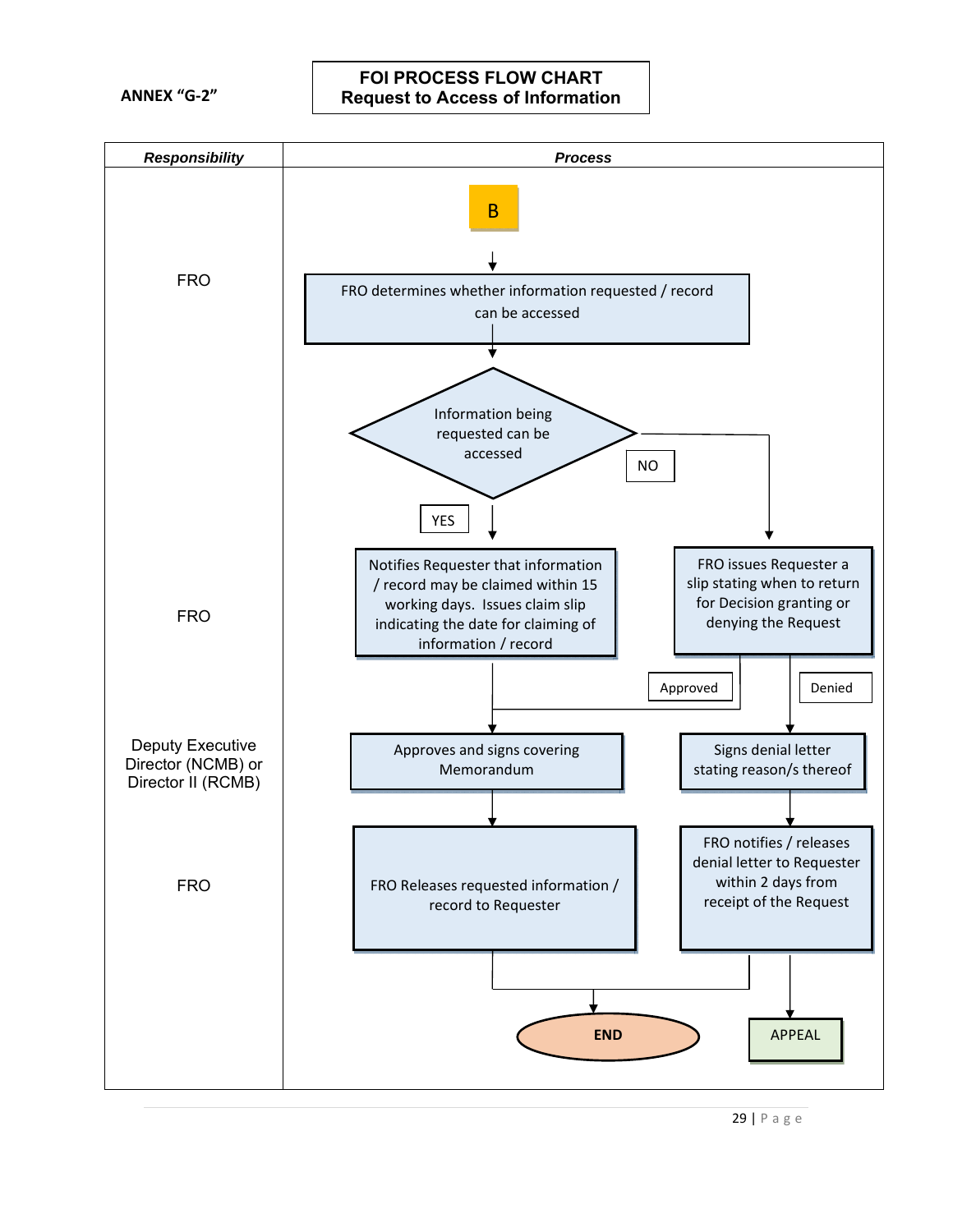ANNEX "G-2"

# FOI PROCESS FLOW CHART
## Request to Access of Information

| *Responsibility* | *Process* |
|---|---|
| | B |
| FRO | FRO determines whether information requested / record can be accessed |
| | Information being requested can be accessed (YES / NO) |
| FRO | YES: Notifies Requester that information / record may be claimed within 15 working days. Issues claim slip indicating the date for claiming of information / record |
| | NO: FRO issues Requester a slip stating when to return for Decision granting or denying the Request (Approved / Denied) |
| Deputy Executive Director (NCMB) or Director II (RCMB) | Approved: Approves and signs covering Memorandum |
| | Denied: Signs denial letter stating reason/s thereof |
| FRO | FRO Releases requested information / record to Requester |
| | FRO notifies / releases denial letter to Requester within 2 days from receipt of the Request |
| | END |
| | APPEAL |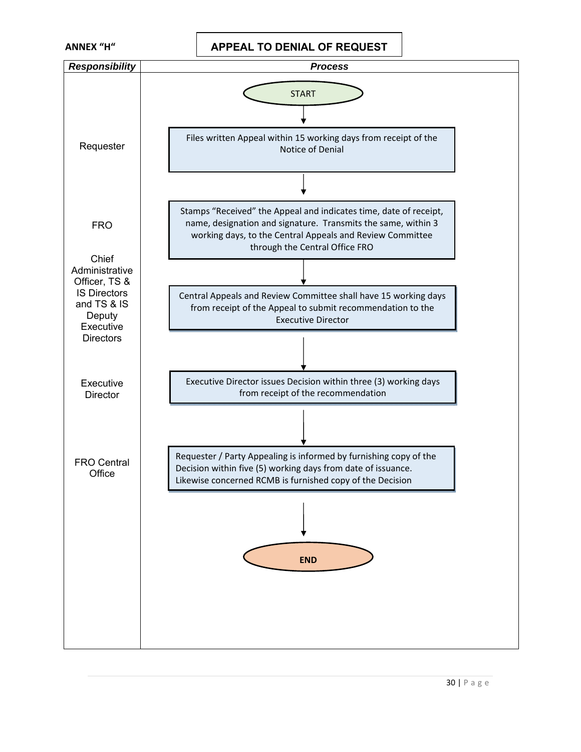**ANNEX "H"**

## APPEAL TO DENIAL OF REQUEST

| *Responsibility* | *Process* |
|---|---|
| | START |
| Requester | Files written Appeal within 15 working days from receipt of the Notice of Denial |
| FRO | Stamps "Received" the Appeal and indicates time, date of receipt, name, designation and signature. Transmits the same, within 3 working days, to the Central Appeals and Review Committee through the Central Office FRO |
| Chief Administrative Officer, TS & IS Directors and TS & IS Deputy Executive Directors | Central Appeals and Review Committee shall have 15 working days from receipt of the Appeal to submit recommendation to the Executive Director |
| Executive Director | Executive Director issues Decision within three (3) working days from receipt of the recommendation |
| FRO Central Office | Requester / Party Appealing is informed by furnishing copy of the Decision within five (5) working days from date of issuance. Likewise concerned RCMB is furnished copy of the Decision |
| | **END** |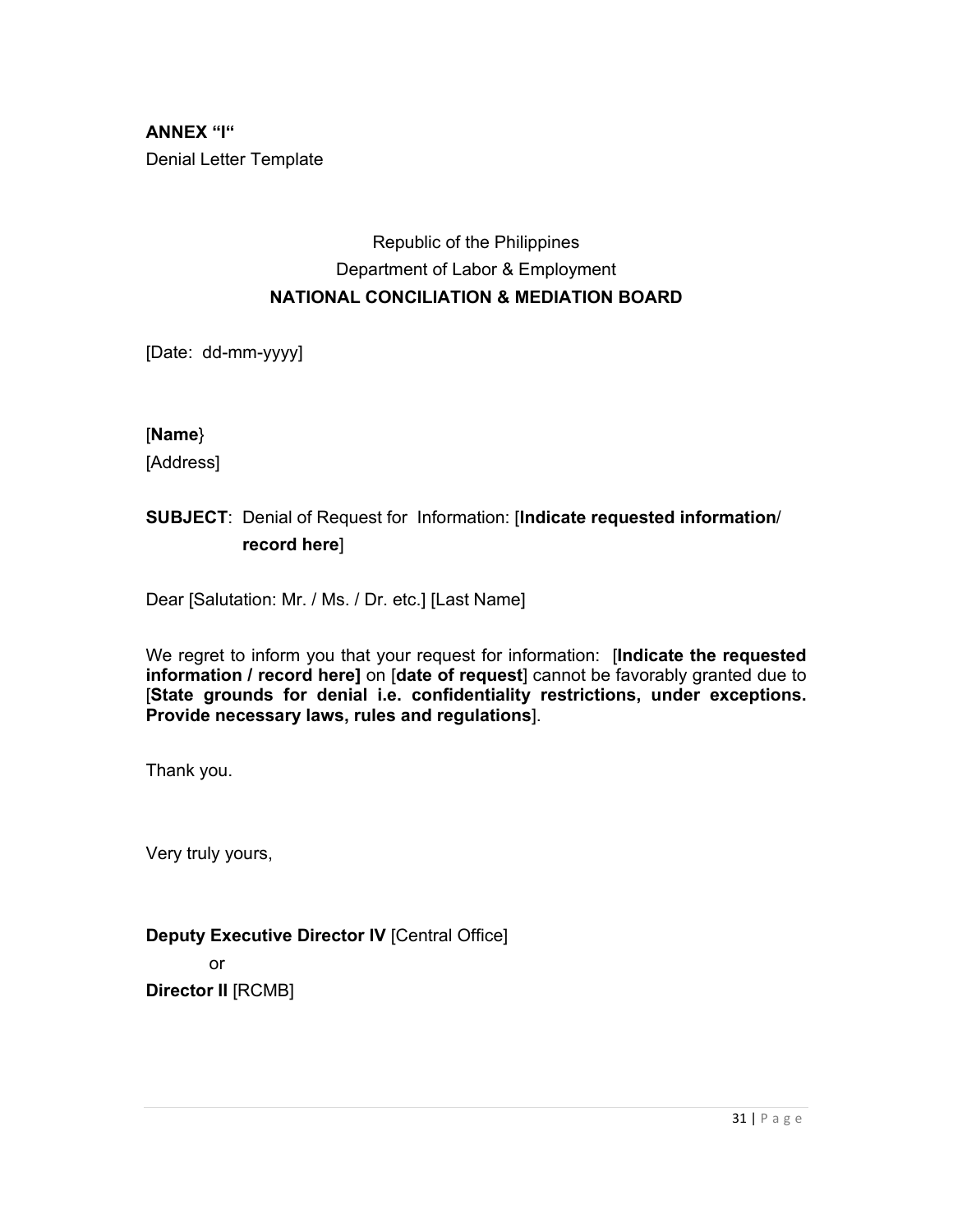**ANNEX "I"**

Denial Letter Template

Republic of the Philippines

Department of Labor & Employment

**NATIONAL CONCILIATION & MEDIATION BOARD**

[Date: dd-mm-yyyy]

[**Name**}

[Address]

**SUBJECT**: Denial of Request for Information: [**Indicate requested information**/ **record here**]

Dear [Salutation: Mr. / Ms. / Dr. etc.] [Last Name]

We regret to inform you that your request for information: [**Indicate the requested information / record here]** on [**date of request**] cannot be favorably granted due to [**State grounds for denial i.e. confidentiality restrictions, under exceptions. Provide necessary laws, rules and regulations**].

Thank you.

Very truly yours,

**Deputy Executive Director IV** [Central Office]

or

**Director II** [RCMB]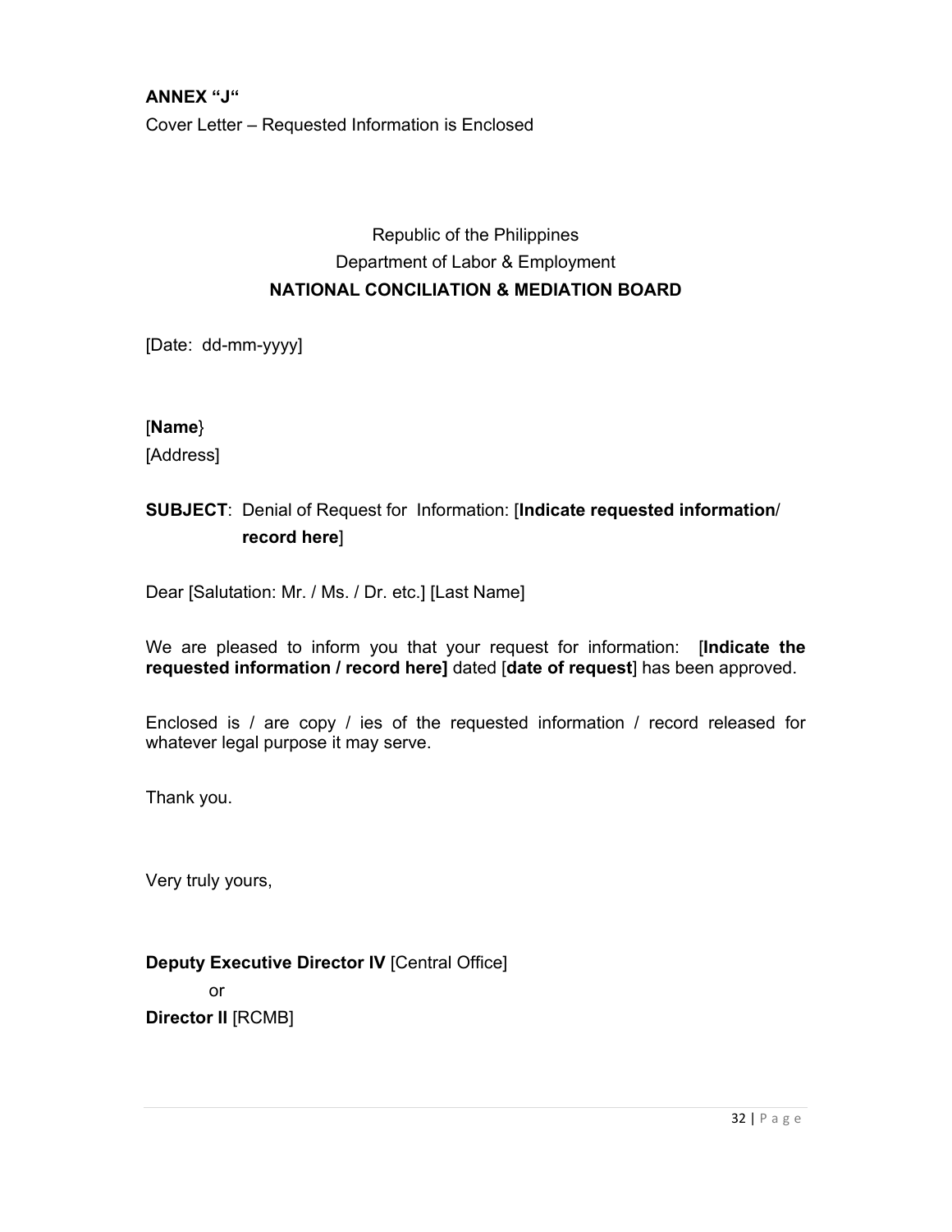**ANNEX "J"**

Cover Letter – Requested Information is Enclosed

Republic of the Philippines
Department of Labor & Employment
**NATIONAL CONCILIATION & MEDIATION BOARD**

[Date: dd-mm-yyyy]

[**Name**}
[Address]

**SUBJECT**: Denial of Request for Information: [**Indicate requested information**/ **record here**]

Dear [Salutation: Mr. / Ms. / Dr. etc.] [Last Name]

We are pleased to inform you that your request for information: [**Indicate the requested information / record here]** dated [**date of request**] has been approved.

Enclosed is / are copy / ies of the requested information / record released for whatever legal purpose it may serve.

Thank you.

Very truly yours,

**Deputy Executive Director IV** [Central Office]
or
**Director II** [RCMB]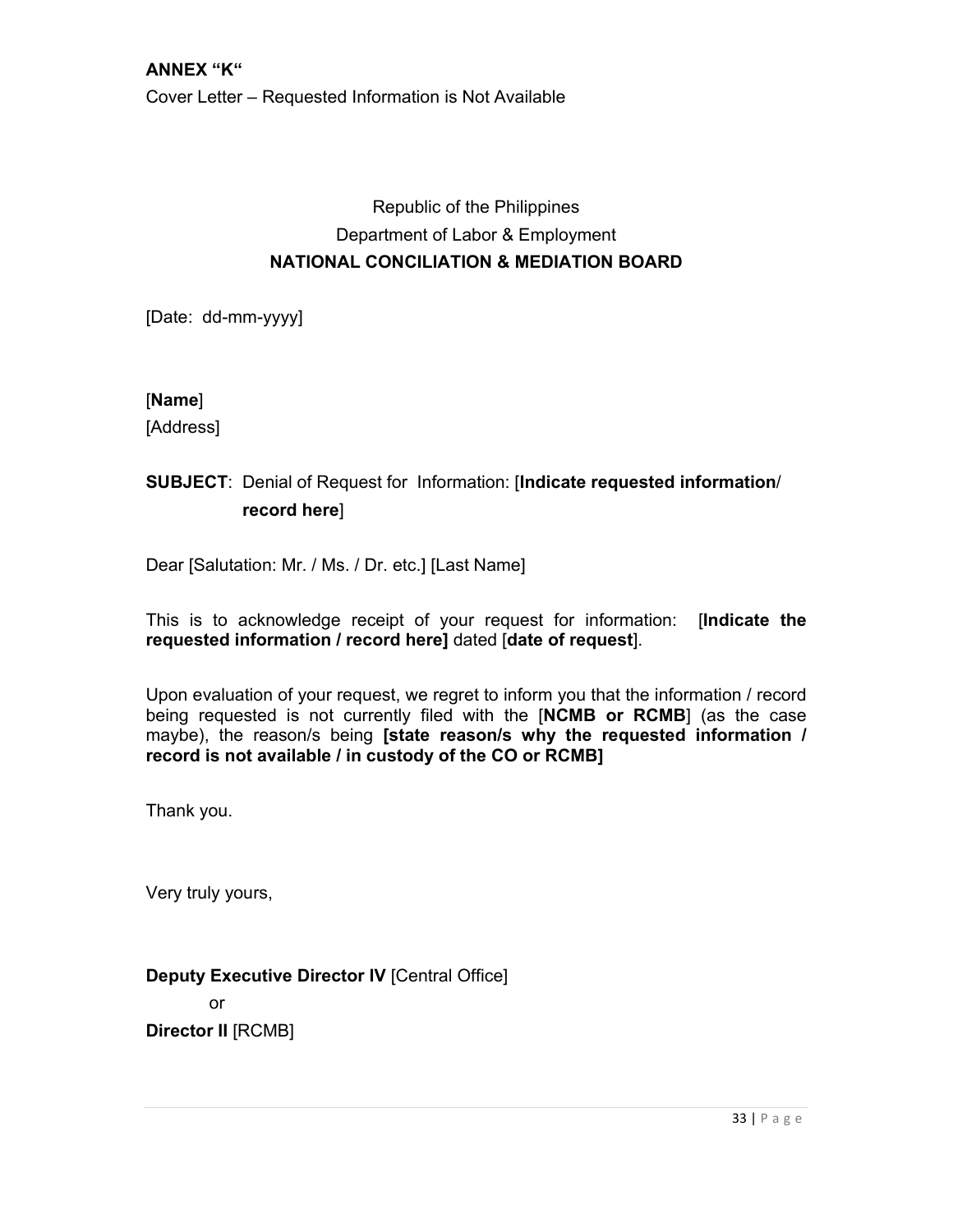**ANNEX "K"**

Cover Letter – Requested Information is Not Available

Republic of the Philippines

Department of Labor & Employment

**NATIONAL CONCILIATION & MEDIATION BOARD**

[Date: dd-mm-yyyy]

[**Name**]

[Address]

**SUBJECT**: Denial of Request for Information: [**Indicate requested information/ record here**]

Dear [Salutation: Mr. / Ms. / Dr. etc.] [Last Name]

This is to acknowledge receipt of your request for information: [**Indicate the requested information / record here]** dated [**date of request**].

Upon evaluation of your request, we regret to inform you that the information / record being requested is not currently filed with the [**NCMB or RCMB**] (as the case maybe), the reason/s being **[state reason/s why the requested information / record is not available / in custody of the CO or RCMB]**

Thank you.

Very truly yours,

**Deputy Executive Director IV** [Central Office]

or

**Director II** [RCMB]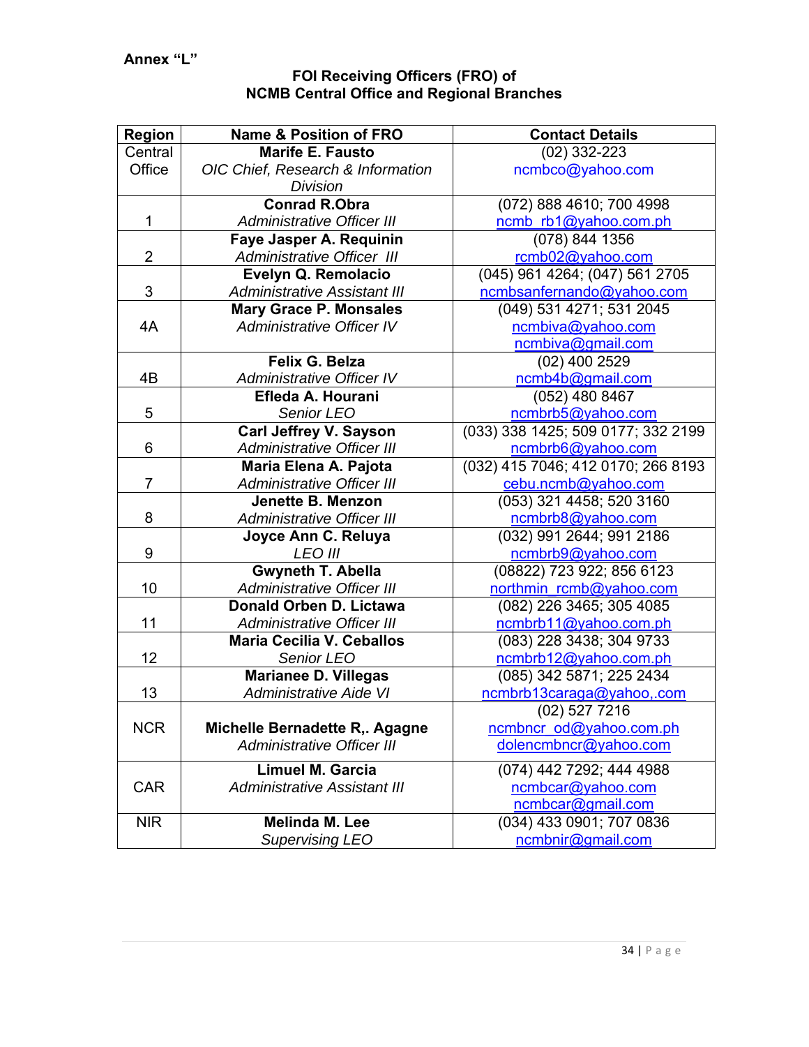**Annex "L"**

**FOI Receiving Officers (FRO) of NCMB Central Office and Regional Branches**

| Region | Name & Position of FRO | Contact Details |
|---|---|---|
| Central Office | **Marife E. Fausto**<br>*OIC Chief, Research & Information Division* | (02) 332-223<br>ncmbco@yahoo.com |
| 1 | **Conrad R.Obra**<br>*Administrative Officer III* | (072) 888 4610; 700 4998<br>ncmb_rb1@yahoo.com.ph |
| 2 | **Faye Jasper A. Requinin**<br>*Administrative Officer III* | (078) 844 1356<br>rcmb02@yahoo.com |
| 3 | **Evelyn Q. Remolacio**<br>*Administrative Assistant III* | (045) 961 4264; (047) 561 2705<br>ncmbsanfernando@yahoo.com |
| 4A | **Mary Grace P. Monsales**<br>*Administrative Officer IV* | (049) 531 4271; 531 2045<br>ncmbiva@yahoo.com<br>ncmbiva@gmail.com |
| 4B | **Felix G. Belza**<br>*Administrative Officer IV* | (02) 400 2529<br>ncmb4b@gmail.com |
| 5 | **Efleda A. Hourani**<br>*Senior LEO* | (052) 480 8467<br>ncmbrb5@yahoo.com |
| 6 | **Carl Jeffrey V. Sayson**<br>*Administrative Officer III* | (033) 338 1425; 509 0177; 332 2199<br>ncmbrb6@yahoo.com |
| 7 | **Maria Elena A. Pajota**<br>*Administrative Officer III* | (032) 415 7046; 412 0170; 266 8193<br>cebu.ncmb@yahoo.com |
| 8 | **Jenette B. Menzon**<br>*Administrative Officer III* | (053) 321 4458; 520 3160<br>ncmbrb8@yahoo.com |
| 9 | **Joyce Ann C. Reluya**<br>*LEO III* | (032) 991 2644; 991 2186<br>ncmbrb9@yahoo.com |
| 10 | **Gwyneth T. Abella**<br>*Administrative Officer III* | (08822) 723 922; 856 6123<br>northmin_rcmb@yahoo.com |
| 11 | **Donald Orben D. Lictawa**<br>*Administrative Officer III* | (082) 226 3465; 305 4085<br>ncmbrb11@yahoo.com.ph |
| 12 | **Maria Cecilia V. Ceballos**<br>*Senior LEO* | (083) 228 3438; 304 9733<br>ncmbrb12@yahoo.com.ph |
| 13 | **Marianee D. Villegas**<br>*Administrative Aide VI* | (085) 342 5871; 225 2434<br>ncmbrb13caraga@yahoo,.com |
| NCR | **Michelle Bernadette R,. Agagne**<br>*Administrative Officer III* | (02) 527 7216<br>ncmbncr_od@yahoo.com.ph<br>dolencmbncr@yahoo.com |
| CAR | **Limuel M. Garcia**<br>*Administrative Assistant III* | (074) 442 7292; 444 4988<br>ncmbcar@yahoo.com<br>ncmbcar@gmail.com |
| NIR | **Melinda M. Lee**<br>*Supervising LEO* | (034) 433 0901; 707 0836<br>ncmbnir@gmail.com |